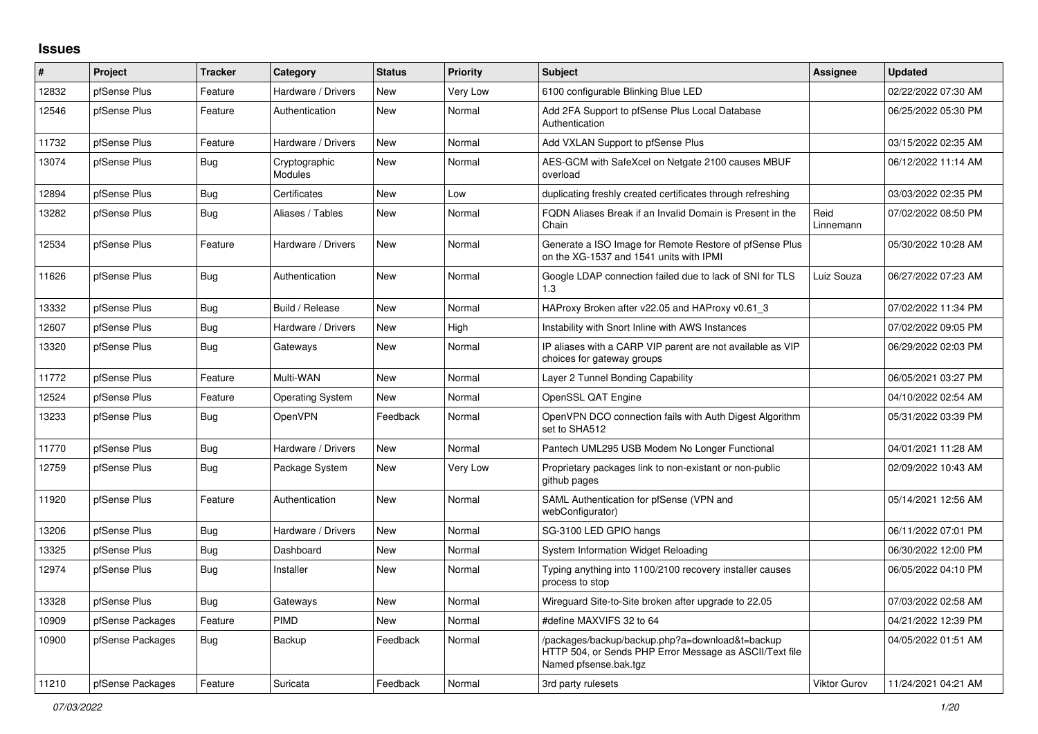## Issues

| # | Project | Tracker | Category | Status | Priority | Subject | Assignee | Updated |
|---|---|---|---|---|---|---|---|---|
| 12832 | pfSense Plus | Feature | Hardware / Drivers | New | Very Low | 6100 configurable Blinking Blue LED | | 02/22/2022 07:30 AM |
| 12546 | pfSense Plus | Feature | Authentication | New | Normal | Add 2FA Support to pfSense Plus Local Database Authentication | | 06/25/2022 05:30 PM |
| 11732 | pfSense Plus | Feature | Hardware / Drivers | New | Normal | Add VXLAN Support to pfSense Plus | | 03/15/2022 02:35 AM |
| 13074 | pfSense Plus | Bug | Cryptographic Modules | New | Normal | AES-GCM with SafeXcel on Netgate 2100 causes MBUF overload | | 06/12/2022 11:14 AM |
| 12894 | pfSense Plus | Bug | Certificates | New | Low | duplicating freshly created certificates through refreshing | | 03/03/2022 02:35 PM |
| 13282 | pfSense Plus | Bug | Aliases / Tables | New | Normal | FQDN Aliases Break if an Invalid Domain is Present in the Chain | Reid Linnemann | 07/02/2022 08:50 PM |
| 12534 | pfSense Plus | Feature | Hardware / Drivers | New | Normal | Generate a ISO Image for Remote Restore of pfSense Plus on the XG-1537 and 1541 units with IPMI | | 05/30/2022 10:28 AM |
| 11626 | pfSense Plus | Bug | Authentication | New | Normal | Google LDAP connection failed due to lack of SNI for TLS 1.3 | Luiz Souza | 06/27/2022 07:23 AM |
| 13332 | pfSense Plus | Bug | Build / Release | New | Normal | HAProxy Broken after v22.05 and HAProxy v0.61_3 | | 07/02/2022 11:34 PM |
| 12607 | pfSense Plus | Bug | Hardware / Drivers | New | High | Instability with Snort Inline with AWS Instances | | 07/02/2022 09:05 PM |
| 13320 | pfSense Plus | Bug | Gateways | New | Normal | IP aliases with a CARP VIP parent are not available as VIP choices for gateway groups | | 06/29/2022 02:03 PM |
| 11772 | pfSense Plus | Feature | Multi-WAN | New | Normal | Layer 2 Tunnel Bonding Capability | | 06/05/2021 03:27 PM |
| 12524 | pfSense Plus | Feature | Operating System | New | Normal | OpenSSL QAT Engine | | 04/10/2022 02:54 AM |
| 13233 | pfSense Plus | Bug | OpenVPN | Feedback | Normal | OpenVPN DCO connection fails with Auth Digest Algorithm set to SHA512 | | 05/31/2022 03:39 PM |
| 11770 | pfSense Plus | Bug | Hardware / Drivers | New | Normal | Pantech UML295 USB Modem No Longer Functional | | 04/01/2021 11:28 AM |
| 12759 | pfSense Plus | Bug | Package System | New | Very Low | Proprietary packages link to non-existant or non-public github pages | | 02/09/2022 10:43 AM |
| 11920 | pfSense Plus | Feature | Authentication | New | Normal | SAML Authentication for pfSense (VPN and webConfigurator) | | 05/14/2021 12:56 AM |
| 13206 | pfSense Plus | Bug | Hardware / Drivers | New | Normal | SG-3100 LED GPIO hangs | | 06/11/2022 07:01 PM |
| 13325 | pfSense Plus | Bug | Dashboard | New | Normal | System Information Widget Reloading | | 06/30/2022 12:00 PM |
| 12974 | pfSense Plus | Bug | Installer | New | Normal | Typing anything into 1100/2100 recovery installer causes process to stop | | 06/05/2022 04:10 PM |
| 13328 | pfSense Plus | Bug | Gateways | New | Normal | Wireguard Site-to-Site broken after upgrade to 22.05 | | 07/03/2022 02:58 AM |
| 10909 | pfSense Packages | Feature | PIMD | New | Normal | #define MAXVIFS 32 to 64 | | 04/21/2022 12:39 PM |
| 10900 | pfSense Packages | Bug | Backup | Feedback | Normal | /packages/backup/backup.php?a=download&t=backup HTTP 504, or Sends PHP Error Message as ASCII/Text file Named pfsense.bak.tgz | | 04/05/2022 01:51 AM |
| 11210 | pfSense Packages | Feature | Suricata | Feedback | Normal | 3rd party rulesets | Viktor Gurov | 11/24/2021 04:21 AM |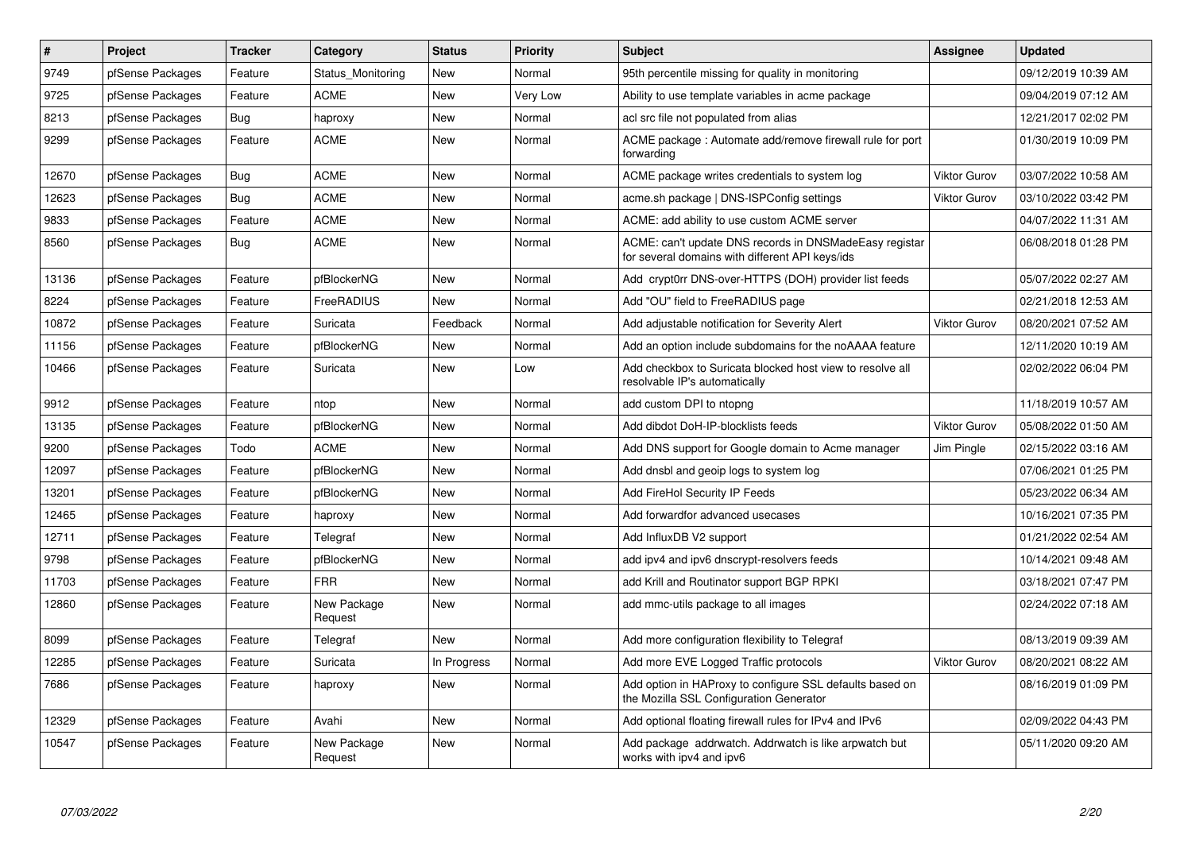| # | Project | Tracker | Category | Status | Priority | Subject | Assignee | Updated |
|---|---|---|---|---|---|---|---|---|
| 9749 | pfSense Packages | Feature | Status_Monitoring | New | Normal | 95th percentile missing for quality in monitoring | | 09/12/2019 10:39 AM |
| 9725 | pfSense Packages | Feature | ACME | New | Very Low | Ability to use template variables in acme package | | 09/04/2019 07:12 AM |
| 8213 | pfSense Packages | Bug | haproxy | New | Normal | acl src file not populated from alias | | 12/21/2017 02:02 PM |
| 9299 | pfSense Packages | Feature | ACME | New | Normal | ACME package : Automate add/remove firewall rule for port forwarding | | 01/30/2019 10:09 PM |
| 12670 | pfSense Packages | Bug | ACME | New | Normal | ACME package writes credentials to system log | Viktor Gurov | 03/07/2022 10:58 AM |
| 12623 | pfSense Packages | Bug | ACME | New | Normal | acme.sh package \| DNS-ISPConfig settings | Viktor Gurov | 03/10/2022 03:42 PM |
| 9833 | pfSense Packages | Feature | ACME | New | Normal | ACME: add ability to use custom ACME server | | 04/07/2022 11:31 AM |
| 8560 | pfSense Packages | Bug | ACME | New | Normal | ACME: can't update DNS records in DNSMadeEasy registar for several domains with different API keys/ids | | 06/08/2018 01:28 PM |
| 13136 | pfSense Packages | Feature | pfBlockerNG | New | Normal | Add crypt0rr DNS-over-HTTPS (DOH) provider list feeds | | 05/07/2022 02:27 AM |
| 8224 | pfSense Packages | Feature | FreeRADIUS | New | Normal | Add "OU" field to FreeRADIUS page | | 02/21/2018 12:53 AM |
| 10872 | pfSense Packages | Feature | Suricata | Feedback | Normal | Add adjustable notification for Severity Alert | Viktor Gurov | 08/20/2021 07:52 AM |
| 11156 | pfSense Packages | Feature | pfBlockerNG | New | Normal | Add an option include subdomains for the noAAAA feature | | 12/11/2020 10:19 AM |
| 10466 | pfSense Packages | Feature | Suricata | New | Low | Add checkbox to Suricata blocked host view to resolve all resolvable IP's automatically | | 02/02/2022 06:04 PM |
| 9912 | pfSense Packages | Feature | ntop | New | Normal | add custom DPI to ntopng | | 11/18/2019 10:57 AM |
| 13135 | pfSense Packages | Feature | pfBlockerNG | New | Normal | Add dibdot DoH-IP-blocklists feeds | Viktor Gurov | 05/08/2022 01:50 AM |
| 9200 | pfSense Packages | Todo | ACME | New | Normal | Add DNS support for Google domain to Acme manager | Jim Pingle | 02/15/2022 03:16 AM |
| 12097 | pfSense Packages | Feature | pfBlockerNG | New | Normal | Add dnsbl and geoip logs to system log | | 07/06/2021 01:25 PM |
| 13201 | pfSense Packages | Feature | pfBlockerNG | New | Normal | Add FireHol Security IP Feeds | | 05/23/2022 06:34 AM |
| 12465 | pfSense Packages | Feature | haproxy | New | Normal | Add forwardfor advanced usecases | | 10/16/2021 07:35 PM |
| 12711 | pfSense Packages | Feature | Telegraf | New | Normal | Add InfluxDB V2 support | | 01/21/2022 02:54 AM |
| 9798 | pfSense Packages | Feature | pfBlockerNG | New | Normal | add ipv4 and ipv6 dnscrypt-resolvers feeds | | 10/14/2021 09:48 AM |
| 11703 | pfSense Packages | Feature | FRR | New | Normal | add Krill and Routinator support BGP RPKI | | 03/18/2021 07:47 PM |
| 12860 | pfSense Packages | Feature | New Package Request | New | Normal | add mmc-utils package to all images | | 02/24/2022 07:18 AM |
| 8099 | pfSense Packages | Feature | Telegraf | New | Normal | Add more configuration flexibility to Telegraf | | 08/13/2019 09:39 AM |
| 12285 | pfSense Packages | Feature | Suricata | In Progress | Normal | Add more EVE Logged Traffic protocols | Viktor Gurov | 08/20/2021 08:22 AM |
| 7686 | pfSense Packages | Feature | haproxy | New | Normal | Add option in HAProxy to configure SSL defaults based on the Mozilla SSL Configuration Generator | | 08/16/2019 01:09 PM |
| 12329 | pfSense Packages | Feature | Avahi | New | Normal | Add optional floating firewall rules for IPv4 and IPv6 | | 02/09/2022 04:43 PM |
| 10547 | pfSense Packages | Feature | New Package Request | New | Normal | Add package addrwatch. Addrwatch is like arpwatch but works with ipv4 and ipv6 | | 05/11/2020 09:20 AM |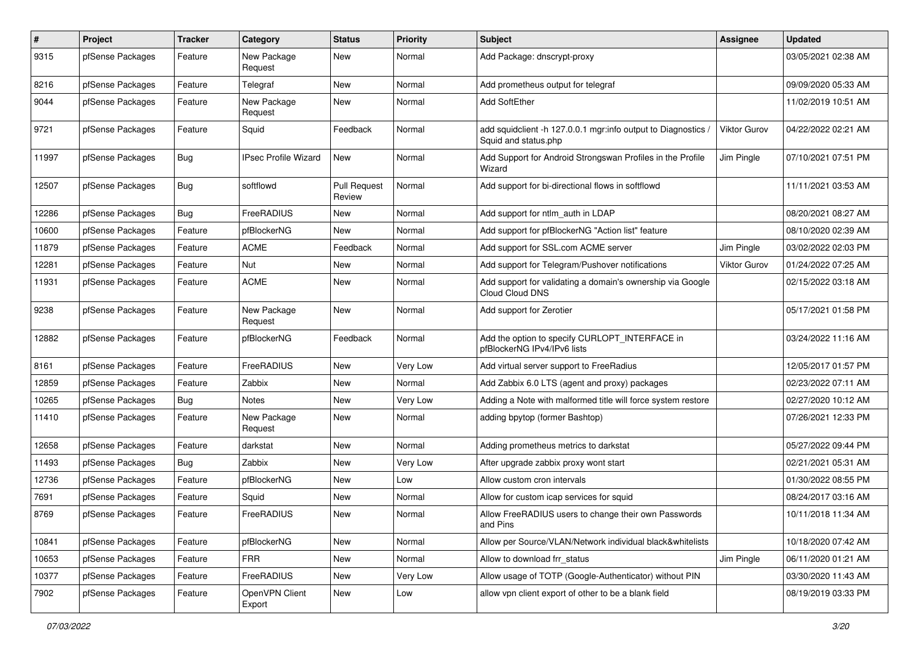| # | Project | Tracker | Category | Status | Priority | Subject | Assignee | Updated |
|---|---|---|---|---|---|---|---|---|
| 9315 | pfSense Packages | Feature | New Package Request | New | Normal | Add Package: dnscrypt-proxy | | 03/05/2021 02:38 AM |
| 8216 | pfSense Packages | Feature | Telegraf | New | Normal | Add prometheus output for telegraf | | 09/09/2020 05:33 AM |
| 9044 | pfSense Packages | Feature | New Package Request | New | Normal | Add SoftEther | | 11/02/2019 10:51 AM |
| 9721 | pfSense Packages | Feature | Squid | Feedback | Normal | add squidclient -h 127.0.0.1 mgr:info output to Diagnostics / Squid and status.php | Viktor Gurov | 04/22/2022 02:21 AM |
| 11997 | pfSense Packages | Bug | IPsec Profile Wizard | New | Normal | Add Support for Android Strongswan Profiles in the Profile Wizard | Jim Pingle | 07/10/2021 07:51 PM |
| 12507 | pfSense Packages | Bug | softflowd | Pull Request Review | Normal | Add support for bi-directional flows in softflowd | | 11/11/2021 03:53 AM |
| 12286 | pfSense Packages | Bug | FreeRADIUS | New | Normal | Add support for ntlm_auth in LDAP | | 08/20/2021 08:27 AM |
| 10600 | pfSense Packages | Feature | pfBlockerNG | New | Normal | Add support for pfBlockerNG "Action list" feature | | 08/10/2020 02:39 AM |
| 11879 | pfSense Packages | Feature | ACME | Feedback | Normal | Add support for SSL.com ACME server | Jim Pingle | 03/02/2022 02:03 PM |
| 12281 | pfSense Packages | Feature | Nut | New | Normal | Add support for Telegram/Pushover notifications | Viktor Gurov | 01/24/2022 07:25 AM |
| 11931 | pfSense Packages | Feature | ACME | New | Normal | Add support for validating a domain's ownership via Google Cloud Cloud DNS | | 02/15/2022 03:18 AM |
| 9238 | pfSense Packages | Feature | New Package Request | New | Normal | Add support for Zerotier | | 05/17/2021 01:58 PM |
| 12882 | pfSense Packages | Feature | pfBlockerNG | Feedback | Normal | Add the option to specify CURLOPT_INTERFACE in pfBlockerNG IPv4/IPv6 lists | | 03/24/2022 11:16 AM |
| 8161 | pfSense Packages | Feature | FreeRADIUS | New | Very Low | Add virtual server support to FreeRadius | | 12/05/2017 01:57 PM |
| 12859 | pfSense Packages | Feature | Zabbix | New | Normal | Add Zabbix 6.0 LTS (agent and proxy) packages | | 02/23/2022 07:11 AM |
| 10265 | pfSense Packages | Bug | Notes | New | Very Low | Adding a Note with malformed title will force system restore | | 02/27/2020 10:12 AM |
| 11410 | pfSense Packages | Feature | New Package Request | New | Normal | adding bpytop (former Bashtop) | | 07/26/2021 12:33 PM |
| 12658 | pfSense Packages | Feature | darkstat | New | Normal | Adding prometheus metrics to darkstat | | 05/27/2022 09:44 PM |
| 11493 | pfSense Packages | Bug | Zabbix | New | Very Low | After upgrade zabbix proxy wont start | | 02/21/2021 05:31 AM |
| 12736 | pfSense Packages | Feature | pfBlockerNG | New | Low | Allow custom cron intervals | | 01/30/2022 08:55 PM |
| 7691 | pfSense Packages | Feature | Squid | New | Normal | Allow for custom icap services for squid | | 08/24/2017 03:16 AM |
| 8769 | pfSense Packages | Feature | FreeRADIUS | New | Normal | Allow FreeRADIUS users to change their own Passwords and Pins | | 10/11/2018 11:34 AM |
| 10841 | pfSense Packages | Feature | pfBlockerNG | New | Normal | Allow per Source/VLAN/Network individual black&whitelists | | 10/18/2020 07:42 AM |
| 10653 | pfSense Packages | Feature | FRR | New | Normal | Allow to download frr_status | Jim Pingle | 06/11/2020 01:21 AM |
| 10377 | pfSense Packages | Feature | FreeRADIUS | New | Very Low | Allow usage of TOTP (Google-Authenticator) without PIN | | 03/30/2020 11:43 AM |
| 7902 | pfSense Packages | Feature | OpenVPN Client Export | New | Low | allow vpn client export of other to be a blank field | | 08/19/2019 03:33 PM |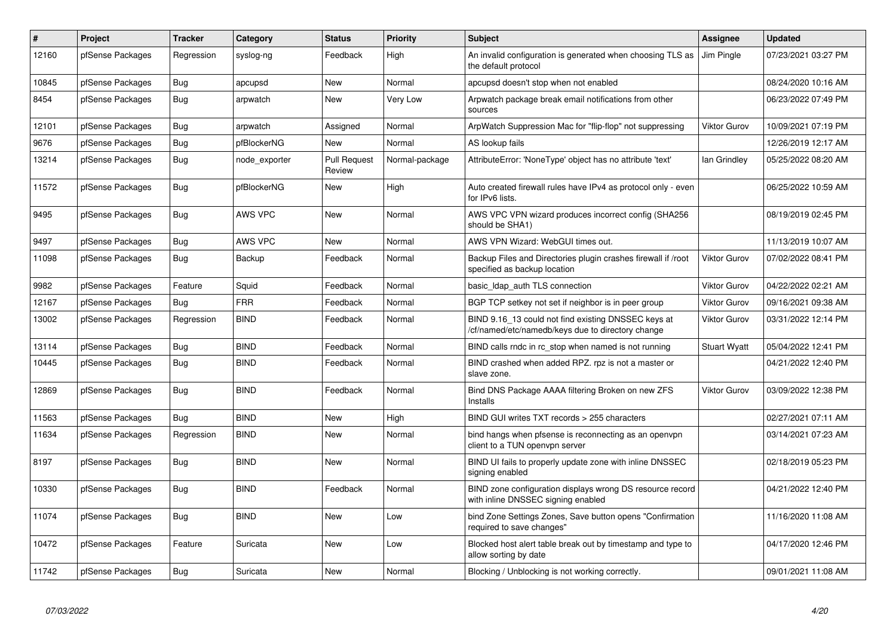| # | Project | Tracker | Category | Status | Priority | Subject | Assignee | Updated |
|---|---|---|---|---|---|---|---|---|
| 12160 | pfSense Packages | Regression | syslog-ng | Feedback | High | An invalid configuration is generated when choosing TLS as the default protocol | Jim Pingle | 07/23/2021 03:27 PM |
| 10845 | pfSense Packages | Bug | apcupsd | New | Normal | apcupsd doesn't stop when not enabled | | 08/24/2020 10:16 AM |
| 8454 | pfSense Packages | Bug | arpwatch | New | Very Low | Arpwatch package break email notifications from other sources | | 06/23/2022 07:49 PM |
| 12101 | pfSense Packages | Bug | arpwatch | Assigned | Normal | ArpWatch Suppression Mac for "flip-flop" not suppressing | Viktor Gurov | 10/09/2021 07:19 PM |
| 9676 | pfSense Packages | Bug | pfBlockerNG | New | Normal | AS lookup fails | | 12/26/2019 12:17 AM |
| 13214 | pfSense Packages | Bug | node_exporter | Pull Request Review | Normal-package | AttributeError: 'NoneType' object has no attribute 'text' | Ian Grindley | 05/25/2022 08:20 AM |
| 11572 | pfSense Packages | Bug | pfBlockerNG | New | High | Auto created firewall rules have IPv4 as protocol only - even for IPv6 lists. | | 06/25/2022 10:59 AM |
| 9495 | pfSense Packages | Bug | AWS VPC | New | Normal | AWS VPC VPN wizard produces incorrect config (SHA256 should be SHA1) | | 08/19/2019 02:45 PM |
| 9497 | pfSense Packages | Bug | AWS VPC | New | Normal | AWS VPN Wizard: WebGUI times out. | | 11/13/2019 10:07 AM |
| 11098 | pfSense Packages | Bug | Backup | Feedback | Normal | Backup Files and Directories plugin crashes firewall if /root specified as backup location | Viktor Gurov | 07/02/2022 08:41 PM |
| 9982 | pfSense Packages | Feature | Squid | Feedback | Normal | basic_ldap_auth TLS connection | Viktor Gurov | 04/22/2022 02:21 AM |
| 12167 | pfSense Packages | Bug | FRR | Feedback | Normal | BGP TCP setkey not set if neighbor is in peer group | Viktor Gurov | 09/16/2021 09:38 AM |
| 13002 | pfSense Packages | Regression | BIND | Feedback | Normal | BIND 9.16_13 could not find existing DNSSEC keys at /cf/named/etc/namedb/keys due to directory change | Viktor Gurov | 03/31/2022 12:14 PM |
| 13114 | pfSense Packages | Bug | BIND | Feedback | Normal | BIND calls rndc in rc_stop when named is not running | Stuart Wyatt | 05/04/2022 12:41 PM |
| 10445 | pfSense Packages | Bug | BIND | Feedback | Normal | BIND crashed when added RPZ. rpz is not a master or slave zone. | | 04/21/2022 12:40 PM |
| 12869 | pfSense Packages | Bug | BIND | Feedback | Normal | Bind DNS Package AAAA filtering Broken on new ZFS Installs | Viktor Gurov | 03/09/2022 12:38 PM |
| 11563 | pfSense Packages | Bug | BIND | New | High | BIND GUI writes TXT records > 255 characters | | 02/27/2021 07:11 AM |
| 11634 | pfSense Packages | Regression | BIND | New | Normal | bind hangs when pfsense is reconnecting as an openvpn client to a TUN openvpn server | | 03/14/2021 07:23 AM |
| 8197 | pfSense Packages | Bug | BIND | New | Normal | BIND UI fails to properly update zone with inline DNSSEC signing enabled | | 02/18/2019 05:23 PM |
| 10330 | pfSense Packages | Bug | BIND | Feedback | Normal | BIND zone configuration displays wrong DS resource record with inline DNSSEC signing enabled | | 04/21/2022 12:40 PM |
| 11074 | pfSense Packages | Bug | BIND | New | Low | bind Zone Settings Zones, Save button opens "Confirmation required to save changes" | | 11/16/2020 11:08 AM |
| 10472 | pfSense Packages | Feature | Suricata | New | Low | Blocked host alert table break out by timestamp and type to allow sorting by date | | 04/17/2020 12:46 PM |
| 11742 | pfSense Packages | Bug | Suricata | New | Normal | Blocking / Unblocking is not working correctly. | | 09/01/2021 11:08 AM |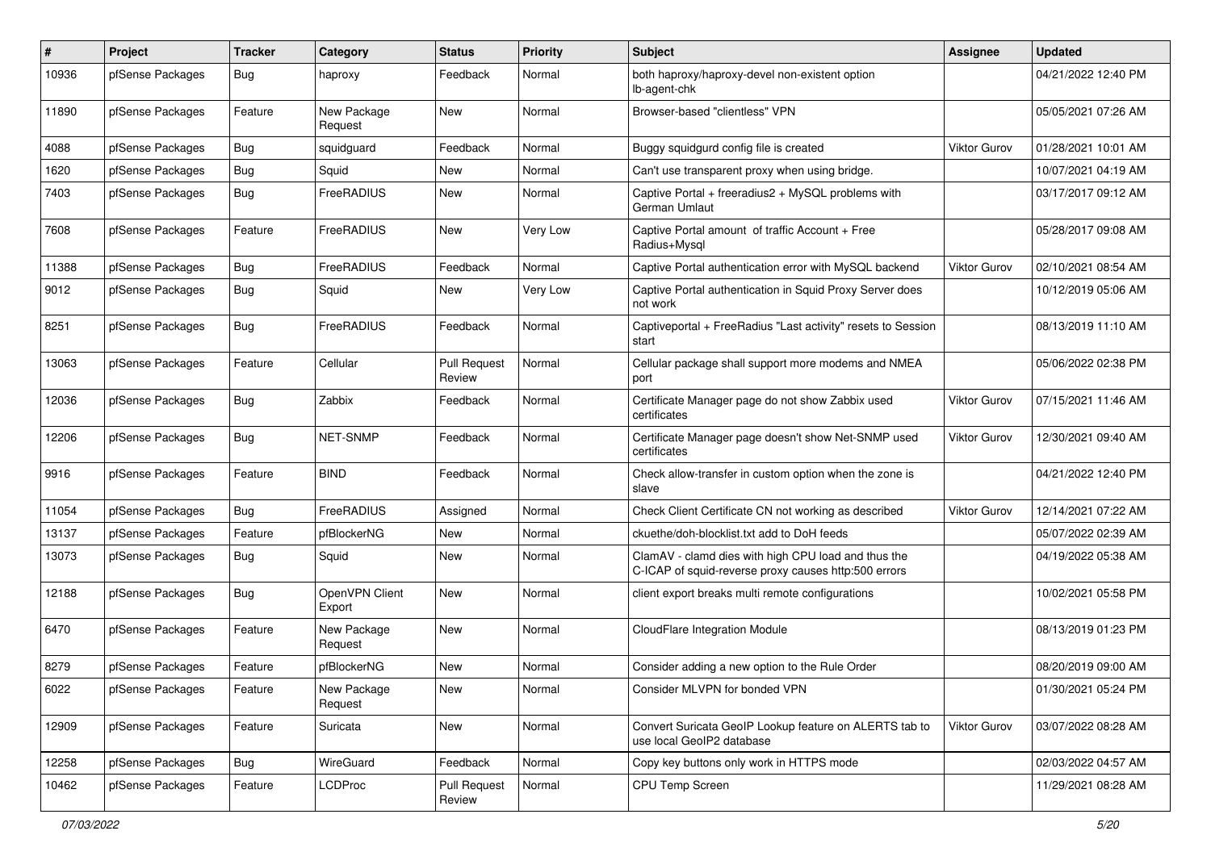| # | Project | Tracker | Category | Status | Priority | Subject | Assignee | Updated |
|---|---|---|---|---|---|---|---|---|
| 10936 | pfSense Packages | Bug | haproxy | Feedback | Normal | both haproxy/haproxy-devel non-existent option lb-agent-chk | | 04/21/2022 12:40 PM |
| 11890 | pfSense Packages | Feature | New Package Request | New | Normal | Browser-based "clientless" VPN | | 05/05/2021 07:26 AM |
| 4088 | pfSense Packages | Bug | squidguard | Feedback | Normal | Buggy squidgurd config file is created | Viktor Gurov | 01/28/2021 10:01 AM |
| 1620 | pfSense Packages | Bug | Squid | New | Normal | Can't use transparent proxy when using bridge. | | 10/07/2021 04:19 AM |
| 7403 | pfSense Packages | Bug | FreeRADIUS | New | Normal | Captive Portal + freeradius2 + MySQL problems with German Umlaut | | 03/17/2017 09:12 AM |
| 7608 | pfSense Packages | Feature | FreeRADIUS | New | Very Low | Captive Portal amount of traffic Account + Free Radius+Mysql | | 05/28/2017 09:08 AM |
| 11388 | pfSense Packages | Bug | FreeRADIUS | Feedback | Normal | Captive Portal authentication error with MySQL backend | Viktor Gurov | 02/10/2021 08:54 AM |
| 9012 | pfSense Packages | Bug | Squid | New | Very Low | Captive Portal authentication in Squid Proxy Server does not work | | 10/12/2019 05:06 AM |
| 8251 | pfSense Packages | Bug | FreeRADIUS | Feedback | Normal | Captiveportal + FreeRadius "Last activity" resets to Session start | | 08/13/2019 11:10 AM |
| 13063 | pfSense Packages | Feature | Cellular | Pull Request Review | Normal | Cellular package shall support more modems and NMEA port | | 05/06/2022 02:38 PM |
| 12036 | pfSense Packages | Bug | Zabbix | Feedback | Normal | Certificate Manager page do not show Zabbix used certificates | Viktor Gurov | 07/15/2021 11:46 AM |
| 12206 | pfSense Packages | Bug | NET-SNMP | Feedback | Normal | Certificate Manager page doesn't show Net-SNMP used certificates | Viktor Gurov | 12/30/2021 09:40 AM |
| 9916 | pfSense Packages | Feature | BIND | Feedback | Normal | Check allow-transfer in custom option when the zone is slave | | 04/21/2022 12:40 PM |
| 11054 | pfSense Packages | Bug | FreeRADIUS | Assigned | Normal | Check Client Certificate CN not working as described | Viktor Gurov | 12/14/2021 07:22 AM |
| 13137 | pfSense Packages | Feature | pfBlockerNG | New | Normal | ckuethe/doh-blocklist.txt add to DoH feeds | | 05/07/2022 02:39 AM |
| 13073 | pfSense Packages | Bug | Squid | New | Normal | ClamAV - clamd dies with high CPU load and thus the C-ICAP of squid-reverse proxy causes http:500 errors | | 04/19/2022 05:38 AM |
| 12188 | pfSense Packages | Bug | OpenVPN Client Export | New | Normal | client export breaks multi remote configurations | | 10/02/2021 05:58 PM |
| 6470 | pfSense Packages | Feature | New Package Request | New | Normal | CloudFlare Integration Module | | 08/13/2019 01:23 PM |
| 8279 | pfSense Packages | Feature | pfBlockerNG | New | Normal | Consider adding a new option to the Rule Order | | 08/20/2019 09:00 AM |
| 6022 | pfSense Packages | Feature | New Package Request | New | Normal | Consider MLVPN for bonded VPN | | 01/30/2021 05:24 PM |
| 12909 | pfSense Packages | Feature | Suricata | New | Normal | Convert Suricata GeoIP Lookup feature on ALERTS tab to use local GeoIP2 database | Viktor Gurov | 03/07/2022 08:28 AM |
| 12258 | pfSense Packages | Bug | WireGuard | Feedback | Normal | Copy key buttons only work in HTTPS mode | | 02/03/2022 04:57 AM |
| 10462 | pfSense Packages | Feature | LCDProc | Pull Request Review | Normal | CPU Temp Screen | | 11/29/2021 08:28 AM |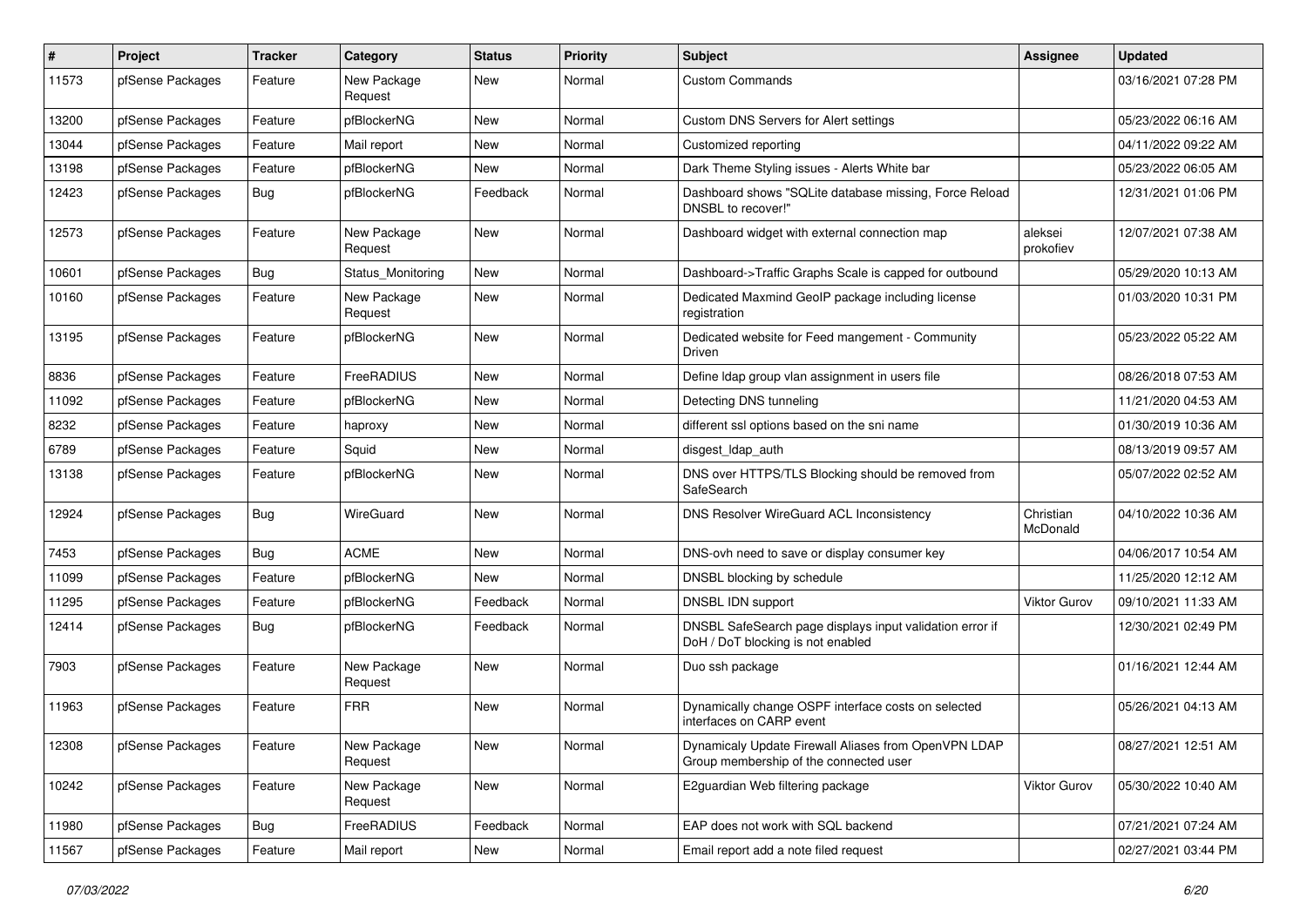| # | Project | Tracker | Category | Status | Priority | Subject | Assignee | Updated |
|---|---|---|---|---|---|---|---|---|
| 11573 | pfSense Packages | Feature | New Package Request | New | Normal | Custom Commands | | 03/16/2021 07:28 PM |
| 13200 | pfSense Packages | Feature | pfBlockerNG | New | Normal | Custom DNS Servers for Alert settings | | 05/23/2022 06:16 AM |
| 13044 | pfSense Packages | Feature | Mail report | New | Normal | Customized reporting | | 04/11/2022 09:22 AM |
| 13198 | pfSense Packages | Feature | pfBlockerNG | New | Normal | Dark Theme Styling issues - Alerts White bar | | 05/23/2022 06:05 AM |
| 12423 | pfSense Packages | Bug | pfBlockerNG | Feedback | Normal | Dashboard shows "SQLite database missing, Force Reload DNSBL to recover!" | | 12/31/2021 01:06 PM |
| 12573 | pfSense Packages | Feature | New Package Request | New | Normal | Dashboard widget with external connection map | aleksei prokofiev | 12/07/2021 07:38 AM |
| 10601 | pfSense Packages | Bug | Status_Monitoring | New | Normal | Dashboard->Traffic Graphs Scale is capped for outbound | | 05/29/2020 10:13 AM |
| 10160 | pfSense Packages | Feature | New Package Request | New | Normal | Dedicated Maxmind GeoIP package including license registration | | 01/03/2020 10:31 PM |
| 13195 | pfSense Packages | Feature | pfBlockerNG | New | Normal | Dedicated website for Feed mangement - Community Driven | | 05/23/2022 05:22 AM |
| 8836 | pfSense Packages | Feature | FreeRADIUS | New | Normal | Define ldap group vlan assignment in users file | | 08/26/2018 07:53 AM |
| 11092 | pfSense Packages | Feature | pfBlockerNG | New | Normal | Detecting DNS tunneling | | 11/21/2020 04:53 AM |
| 8232 | pfSense Packages | Feature | haproxy | New | Normal | different ssl options based on the sni name | | 01/30/2019 10:36 AM |
| 6789 | pfSense Packages | Feature | Squid | New | Normal | disgest_ldap_auth | | 08/13/2019 09:57 AM |
| 13138 | pfSense Packages | Feature | pfBlockerNG | New | Normal | DNS over HTTPS/TLS Blocking should be removed from SafeSearch | | 05/07/2022 02:52 AM |
| 12924 | pfSense Packages | Bug | WireGuard | New | Normal | DNS Resolver WireGuard ACL Inconsistency | Christian McDonald | 04/10/2022 10:36 AM |
| 7453 | pfSense Packages | Bug | ACME | New | Normal | DNS-ovh need to save or display consumer key | | 04/06/2017 10:54 AM |
| 11099 | pfSense Packages | Feature | pfBlockerNG | New | Normal | DNSBL blocking by schedule | | 11/25/2020 12:12 AM |
| 11295 | pfSense Packages | Feature | pfBlockerNG | Feedback | Normal | DNSBL IDN support | Viktor Gurov | 09/10/2021 11:33 AM |
| 12414 | pfSense Packages | Bug | pfBlockerNG | Feedback | Normal | DNSBL SafeSearch page displays input validation error if DoH / DoT blocking is not enabled | | 12/30/2021 02:49 PM |
| 7903 | pfSense Packages | Feature | New Package Request | New | Normal | Duo ssh package | | 01/16/2021 12:44 AM |
| 11963 | pfSense Packages | Feature | FRR | New | Normal | Dynamically change OSPF interface costs on selected interfaces on CARP event | | 05/26/2021 04:13 AM |
| 12308 | pfSense Packages | Feature | New Package Request | New | Normal | Dynamicaly Update Firewall Aliases from OpenVPN LDAP Group membership of the connected user | | 08/27/2021 12:51 AM |
| 10242 | pfSense Packages | Feature | New Package Request | New | Normal | E2guardian Web filtering package | Viktor Gurov | 05/30/2022 10:40 AM |
| 11980 | pfSense Packages | Bug | FreeRADIUS | Feedback | Normal | EAP does not work with SQL backend | | 07/21/2021 07:24 AM |
| 11567 | pfSense Packages | Feature | Mail report | New | Normal | Email report add a note filed request | | 02/27/2021 03:44 PM |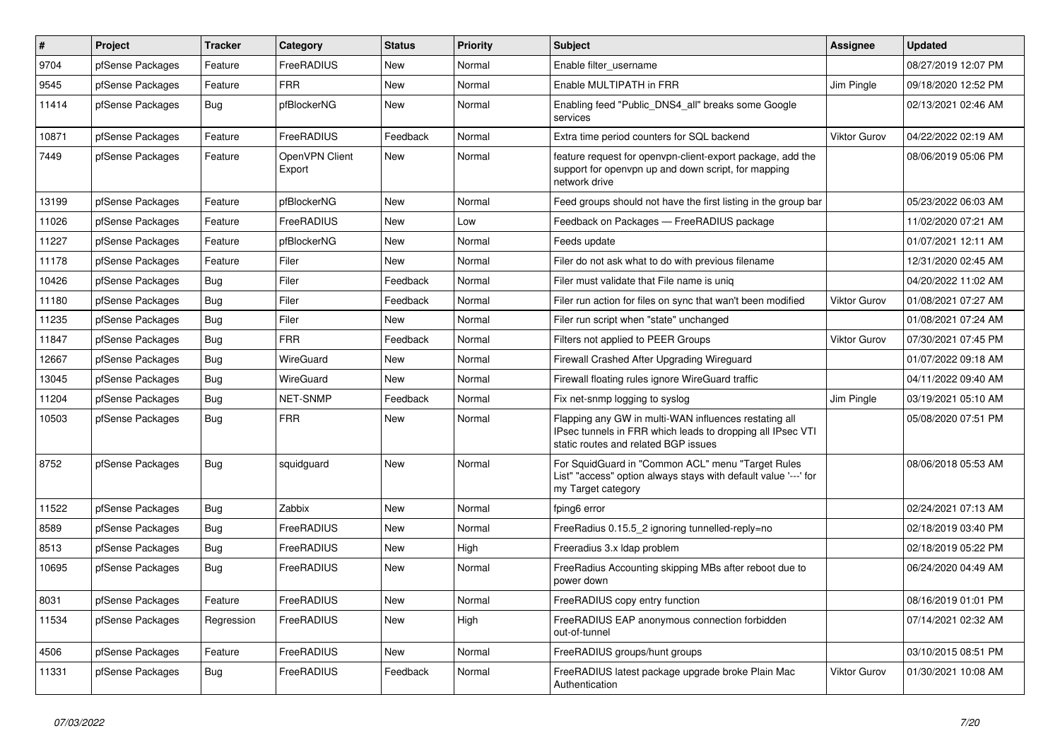| # | Project | Tracker | Category | Status | Priority | Subject | Assignee | Updated |
|---|---|---|---|---|---|---|---|---|
| 9704 | pfSense Packages | Feature | FreeRADIUS | New | Normal | Enable filter_username | | 08/27/2019 12:07 PM |
| 9545 | pfSense Packages | Feature | FRR | New | Normal | Enable MULTIPATH in FRR | Jim Pingle | 09/18/2020 12:52 PM |
| 11414 | pfSense Packages | Bug | pfBlockerNG | New | Normal | Enabling feed "Public_DNS4_all" breaks some Google services | | 02/13/2021 02:46 AM |
| 10871 | pfSense Packages | Feature | FreeRADIUS | Feedback | Normal | Extra time period counters for SQL backend | Viktor Gurov | 04/22/2022 02:19 AM |
| 7449 | pfSense Packages | Feature | OpenVPN Client Export | New | Normal | feature request for openvpn-client-export package, add the support for openvpn up and down script, for mapping network drive | | 08/06/2019 05:06 PM |
| 13199 | pfSense Packages | Feature | pfBlockerNG | New | Normal | Feed groups should not have the first listing in the group bar | | 05/23/2022 06:03 AM |
| 11026 | pfSense Packages | Feature | FreeRADIUS | New | Low | Feedback on Packages — FreeRADIUS package | | 11/02/2020 07:21 AM |
| 11227 | pfSense Packages | Feature | pfBlockerNG | New | Normal | Feeds update | | 01/07/2021 12:11 AM |
| 11178 | pfSense Packages | Feature | Filer | New | Normal | Filer do not ask what to do with previous filename | | 12/31/2020 02:45 AM |
| 10426 | pfSense Packages | Bug | Filer | Feedback | Normal | Filer must validate that File name is uniq | | 04/20/2022 11:02 AM |
| 11180 | pfSense Packages | Bug | Filer | Feedback | Normal | Filer run action for files on sync that wan't been modified | Viktor Gurov | 01/08/2021 07:27 AM |
| 11235 | pfSense Packages | Bug | Filer | New | Normal | Filer run script when "state" unchanged | | 01/08/2021 07:24 AM |
| 11847 | pfSense Packages | Bug | FRR | Feedback | Normal | Filters not applied to PEER Groups | Viktor Gurov | 07/30/2021 07:45 PM |
| 12667 | pfSense Packages | Bug | WireGuard | New | Normal | Firewall Crashed After Upgrading Wireguard | | 01/07/2022 09:18 AM |
| 13045 | pfSense Packages | Bug | WireGuard | New | Normal | Firewall floating rules ignore WireGuard traffic | | 04/11/2022 09:40 AM |
| 11204 | pfSense Packages | Bug | NET-SNMP | Feedback | Normal | Fix net-snmp logging to syslog | Jim Pingle | 03/19/2021 05:10 AM |
| 10503 | pfSense Packages | Bug | FRR | New | Normal | Flapping any GW in multi-WAN influences restating all IPsec tunnels in FRR which leads to dropping all IPsec VTI static routes and related BGP issues | | 05/08/2020 07:51 PM |
| 8752 | pfSense Packages | Bug | squidguard | New | Normal | For SquidGuard in "Common ACL" menu "Target Rules List" "access" option always stays with default value '---' for my Target category | | 08/06/2018 05:53 AM |
| 11522 | pfSense Packages | Bug | Zabbix | New | Normal | fping6 error | | 02/24/2021 07:13 AM |
| 8589 | pfSense Packages | Bug | FreeRADIUS | New | Normal | FreeRadius 0.15.5_2 ignoring tunnelled-reply=no | | 02/18/2019 03:40 PM |
| 8513 | pfSense Packages | Bug | FreeRADIUS | New | High | Freeradius 3.x ldap problem | | 02/18/2019 05:22 PM |
| 10695 | pfSense Packages | Bug | FreeRADIUS | New | Normal | FreeRadius Accounting skipping MBs after reboot due to power down | | 06/24/2020 04:49 AM |
| 8031 | pfSense Packages | Feature | FreeRADIUS | New | Normal | FreeRADIUS copy entry function | | 08/16/2019 01:01 PM |
| 11534 | pfSense Packages | Regression | FreeRADIUS | New | High | FreeRADIUS EAP anonymous connection forbidden out-of-tunnel | | 07/14/2021 02:32 AM |
| 4506 | pfSense Packages | Feature | FreeRADIUS | New | Normal | FreeRADIUS groups/hunt groups | | 03/10/2015 08:51 PM |
| 11331 | pfSense Packages | Bug | FreeRADIUS | Feedback | Normal | FreeRADIUS latest package upgrade broke Plain Mac Authentication | Viktor Gurov | 01/30/2021 10:08 AM |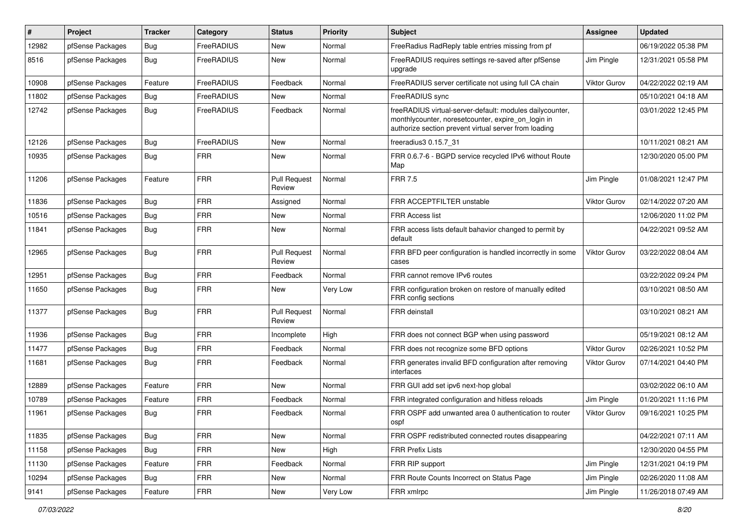| # | Project | Tracker | Category | Status | Priority | Subject | Assignee | Updated |
|---|---|---|---|---|---|---|---|---|
| 12982 | pfSense Packages | Bug | FreeRADIUS | New | Normal | FreeRadius RadReply table entries missing from pf | | 06/19/2022 05:38 PM |
| 8516 | pfSense Packages | Bug | FreeRADIUS | New | Normal | FreeRADIUS requires settings re-saved after pfSense upgrade | Jim Pingle | 12/31/2021 05:58 PM |
| 10908 | pfSense Packages | Feature | FreeRADIUS | Feedback | Normal | FreeRADIUS server certificate not using full CA chain | Viktor Gurov | 04/22/2022 02:19 AM |
| 11802 | pfSense Packages | Bug | FreeRADIUS | New | Normal | FreeRADIUS sync | | 05/10/2021 04:18 AM |
| 12742 | pfSense Packages | Bug | FreeRADIUS | Feedback | Normal | freeRADIUS virtual-server-default: modules dailycounter, monthlycounter, noresetcounter, expire_on_login in authorize section prevent virtual server from loading | | 03/01/2022 12:45 PM |
| 12126 | pfSense Packages | Bug | FreeRADIUS | New | Normal | freeradius3 0.15.7_31 | | 10/11/2021 08:21 AM |
| 10935 | pfSense Packages | Bug | FRR | New | Normal | FRR 0.6.7-6 - BGPD service recycled IPv6 without Route Map | | 12/30/2020 05:00 PM |
| 11206 | pfSense Packages | Feature | FRR | Pull Request Review | Normal | FRR 7.5 | Jim Pingle | 01/08/2021 12:47 PM |
| 11836 | pfSense Packages | Bug | FRR | Assigned | Normal | FRR ACCEPTFILTER unstable | Viktor Gurov | 02/14/2022 07:20 AM |
| 10516 | pfSense Packages | Bug | FRR | New | Normal | FRR Access list | | 12/06/2020 11:02 PM |
| 11841 | pfSense Packages | Bug | FRR | New | Normal | FRR access lists default bahavior changed to permit by default | | 04/22/2021 09:52 AM |
| 12965 | pfSense Packages | Bug | FRR | Pull Request Review | Normal | FRR BFD peer configuration is handled incorrectly in some cases | Viktor Gurov | 03/22/2022 08:04 AM |
| 12951 | pfSense Packages | Bug | FRR | Feedback | Normal | FRR cannot remove IPv6 routes | | 03/22/2022 09:24 PM |
| 11650 | pfSense Packages | Bug | FRR | New | Very Low | FRR configuration broken on restore of manually edited FRR config sections | | 03/10/2021 08:50 AM |
| 11377 | pfSense Packages | Bug | FRR | Pull Request Review | Normal | FRR deinstall | | 03/10/2021 08:21 AM |
| 11936 | pfSense Packages | Bug | FRR | Incomplete | High | FRR does not connect BGP when using password | | 05/19/2021 08:12 AM |
| 11477 | pfSense Packages | Bug | FRR | Feedback | Normal | FRR does not recognize some BFD options | Viktor Gurov | 02/26/2021 10:52 PM |
| 11681 | pfSense Packages | Bug | FRR | Feedback | Normal | FRR generates invalid BFD configuration after removing interfaces | Viktor Gurov | 07/14/2021 04:40 PM |
| 12889 | pfSense Packages | Feature | FRR | New | Normal | FRR GUI add set ipv6 next-hop global | | 03/02/2022 06:10 AM |
| 10789 | pfSense Packages | Feature | FRR | Feedback | Normal | FRR integrated configuration and hitless reloads | Jim Pingle | 01/20/2021 11:16 PM |
| 11961 | pfSense Packages | Bug | FRR | Feedback | Normal | FRR OSPF add unwanted area 0 authentication to router ospf | Viktor Gurov | 09/16/2021 10:25 PM |
| 11835 | pfSense Packages | Bug | FRR | New | Normal | FRR OSPF redistributed connected routes disappearing | | 04/22/2021 07:11 AM |
| 11158 | pfSense Packages | Bug | FRR | New | High | FRR Prefix Lists | | 12/30/2020 04:55 PM |
| 11130 | pfSense Packages | Feature | FRR | Feedback | Normal | FRR RIP support | Jim Pingle | 12/31/2021 04:19 PM |
| 10294 | pfSense Packages | Bug | FRR | New | Normal | FRR Route Counts Incorrect on Status Page | Jim Pingle | 02/26/2020 11:08 AM |
| 9141 | pfSense Packages | Feature | FRR | New | Very Low | FRR xmlrpc | Jim Pingle | 11/26/2018 07:49 AM |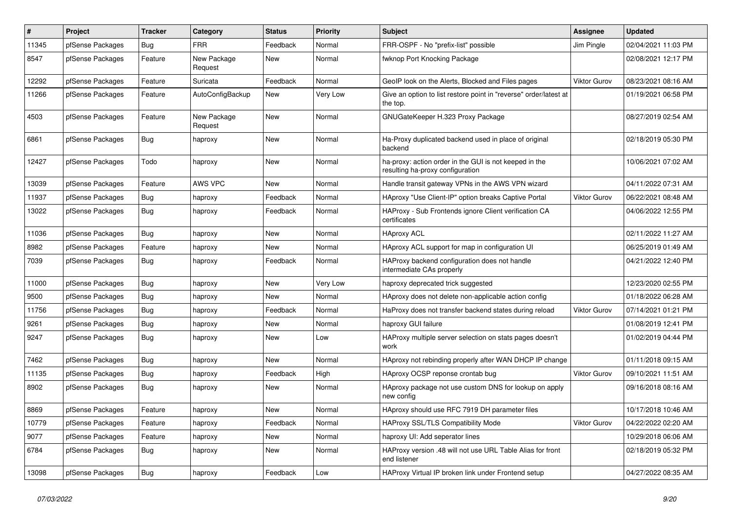| # | Project | Tracker | Category | Status | Priority | Subject | Assignee | Updated |
|---|---|---|---|---|---|---|---|---|
| 11345 | pfSense Packages | Bug | FRR | Feedback | Normal | FRR-OSPF - No "prefix-list" possible | Jim Pingle | 02/04/2021 11:03 PM |
| 8547 | pfSense Packages | Feature | New Package Request | New | Normal | fwknop Port Knocking Package | | 02/08/2021 12:17 PM |
| 12292 | pfSense Packages | Feature | Suricata | Feedback | Normal | GeoIP look on the Alerts, Blocked and Files pages | Viktor Gurov | 08/23/2021 08:16 AM |
| 11266 | pfSense Packages | Feature | AutoConfigBackup | New | Very Low | Give an option to list restore point in "reverse" order/latest at the top. | | 01/19/2021 06:58 PM |
| 4503 | pfSense Packages | Feature | New Package Request | New | Normal | GNUGateKeeper H.323 Proxy Package | | 08/27/2019 02:54 AM |
| 6861 | pfSense Packages | Bug | haproxy | New | Normal | Ha-Proxy duplicated backend used in place of original backend | | 02/18/2019 05:30 PM |
| 12427 | pfSense Packages | Todo | haproxy | New | Normal | ha-proxy: action order in the GUI is not keeped in the resulting ha-proxy configuration | | 10/06/2021 07:02 AM |
| 13039 | pfSense Packages | Feature | AWS VPC | New | Normal | Handle transit gateway VPNs in the AWS VPN wizard | | 04/11/2022 07:31 AM |
| 11937 | pfSense Packages | Bug | haproxy | Feedback | Normal | HAproxy "Use Client-IP" option breaks Captive Portal | Viktor Gurov | 06/22/2021 08:48 AM |
| 13022 | pfSense Packages | Bug | haproxy | Feedback | Normal | HAProxy - Sub Frontends ignore Client verification CA certificates | | 04/06/2022 12:55 PM |
| 11036 | pfSense Packages | Bug | haproxy | New | Normal | HAproxy ACL | | 02/11/2022 11:27 AM |
| 8982 | pfSense Packages | Feature | haproxy | New | Normal | HAproxy ACL support for map in configuration UI | | 06/25/2019 01:49 AM |
| 7039 | pfSense Packages | Bug | haproxy | Feedback | Normal | HAProxy backend configuration does not handle intermediate CAs properly | | 04/21/2022 12:40 PM |
| 11000 | pfSense Packages | Bug | haproxy | New | Very Low | haproxy deprecated trick suggested | | 12/23/2020 02:55 PM |
| 9500 | pfSense Packages | Bug | haproxy | New | Normal | HAproxy does not delete non-applicable action config | | 01/18/2022 06:28 AM |
| 11756 | pfSense Packages | Bug | haproxy | Feedback | Normal | HaProxy does not transfer backend states during reload | Viktor Gurov | 07/14/2021 01:21 PM |
| 9261 | pfSense Packages | Bug | haproxy | New | Normal | haproxy GUI failure | | 01/08/2019 12:41 PM |
| 9247 | pfSense Packages | Bug | haproxy | New | Low | HAProxy multiple server selection on stats pages doesn't work | | 01/02/2019 04:44 PM |
| 7462 | pfSense Packages | Bug | haproxy | New | Normal | HAproxy not rebinding properly after WAN DHCP IP change | | 01/11/2018 09:15 AM |
| 11135 | pfSense Packages | Bug | haproxy | Feedback | High | HAproxy OCSP reponse crontab bug | Viktor Gurov | 09/10/2021 11:51 AM |
| 8902 | pfSense Packages | Bug | haproxy | New | Normal | HAproxy package not use custom DNS for lookup on apply new config | | 09/16/2018 08:16 AM |
| 8869 | pfSense Packages | Feature | haproxy | New | Normal | HAproxy should use RFC 7919 DH parameter files | | 10/17/2018 10:46 AM |
| 10779 | pfSense Packages | Feature | haproxy | Feedback | Normal | HAProxy SSL/TLS Compatibility Mode | Viktor Gurov | 04/22/2022 02:20 AM |
| 9077 | pfSense Packages | Feature | haproxy | New | Normal | haproxy UI: Add seperator lines | | 10/29/2018 06:06 AM |
| 6784 | pfSense Packages | Bug | haproxy | New | Normal | HAProxy version .48 will not use URL Table Alias for front end listener | | 02/18/2019 05:32 PM |
| 13098 | pfSense Packages | Bug | haproxy | Feedback | Low | HAProxy Virtual IP broken link under Frontend setup | | 04/27/2022 08:35 AM |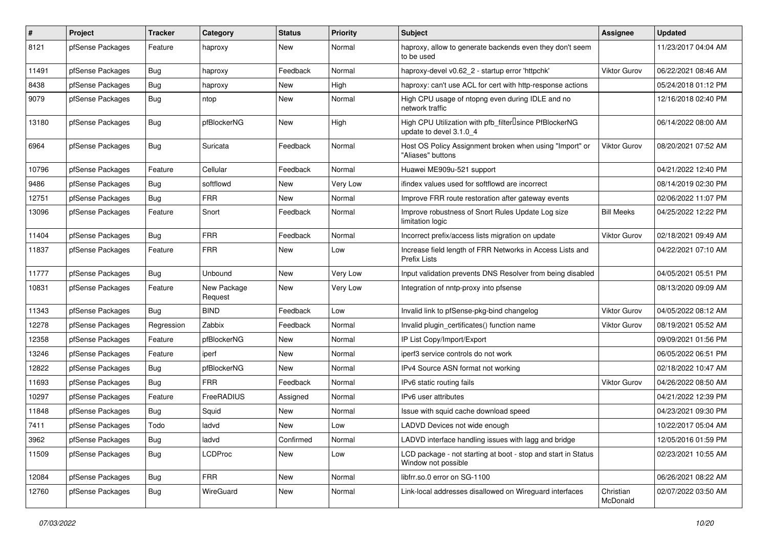| # | Project | Tracker | Category | Status | Priority | Subject | Assignee | Updated |
|---|---|---|---|---|---|---|---|---|
| 8121 | pfSense Packages | Feature | haproxy | New | Normal | haproxy, allow to generate backends even they don't seem to be used | | 11/23/2017 04:04 AM |
| 11491 | pfSense Packages | Bug | haproxy | Feedback | Normal | haproxy-devel v0.62_2 - startup error 'httpchk' | Viktor Gurov | 06/22/2021 08:46 AM |
| 8438 | pfSense Packages | Bug | haproxy | New | High | haproxy: can't use ACL for cert with http-response actions | | 05/24/2018 01:12 PM |
| 9079 | pfSense Packages | Bug | ntop | New | Normal | High CPU usage of ntopng even during IDLE and no network traffic | | 12/16/2018 02:40 PM |
| 13180 | pfSense Packages | Bug | pfBlockerNG | New | High | High CPU Utilization with pfb_filter since PfBlockerNG update to devel 3.1.0_4 | | 06/14/2022 08:00 AM |
| 6964 | pfSense Packages | Bug | Suricata | Feedback | Normal | Host OS Policy Assignment broken when using "Import" or "Aliases" buttons | Viktor Gurov | 08/20/2021 07:52 AM |
| 10796 | pfSense Packages | Feature | Cellular | Feedback | Normal | Huawei ME909u-521 support | | 04/21/2022 12:40 PM |
| 9486 | pfSense Packages | Bug | softflowd | New | Very Low | ifindex values used for softflowd are incorrect | | 08/14/2019 02:30 PM |
| 12751 | pfSense Packages | Bug | FRR | New | Normal | Improve FRR route restoration after gateway events | | 02/06/2022 11:07 PM |
| 13096 | pfSense Packages | Feature | Snort | Feedback | Normal | Improve robustness of Snort Rules Update Log size limitation logic | Bill Meeks | 04/25/2022 12:22 PM |
| 11404 | pfSense Packages | Bug | FRR | Feedback | Normal | Incorrect prefix/access lists migration on update | Viktor Gurov | 02/18/2021 09:49 AM |
| 11837 | pfSense Packages | Feature | FRR | New | Low | Increase field length of FRR Networks in Access Lists and Prefix Lists | | 04/22/2021 07:10 AM |
| 11777 | pfSense Packages | Bug | Unbound | New | Very Low | Input validation prevents DNS Resolver from being disabled | | 04/05/2021 05:51 PM |
| 10831 | pfSense Packages | Feature | New Package Request | New | Very Low | Integration of nntp-proxy into pfsense | | 08/13/2020 09:09 AM |
| 11343 | pfSense Packages | Bug | BIND | Feedback | Low | Invalid link to pfSense-pkg-bind changelog | Viktor Gurov | 04/05/2022 08:12 AM |
| 12278 | pfSense Packages | Regression | Zabbix | Feedback | Normal | Invalid plugin_certificates() function name | Viktor Gurov | 08/19/2021 05:52 AM |
| 12358 | pfSense Packages | Feature | pfBlockerNG | New | Normal | IP List Copy/Import/Export | | 09/09/2021 01:56 PM |
| 13246 | pfSense Packages | Feature | iperf | New | Normal | iperf3 service controls do not work | | 06/05/2022 06:51 PM |
| 12822 | pfSense Packages | Bug | pfBlockerNG | New | Normal | IPv4 Source ASN format not working | | 02/18/2022 10:47 AM |
| 11693 | pfSense Packages | Bug | FRR | Feedback | Normal | IPv6 static routing fails | Viktor Gurov | 04/26/2022 08:50 AM |
| 10297 | pfSense Packages | Feature | FreeRADIUS | Assigned | Normal | IPv6 user attributes | | 04/21/2022 12:39 PM |
| 11848 | pfSense Packages | Bug | Squid | New | Normal | Issue with squid cache download speed | | 04/23/2021 09:30 PM |
| 7411 | pfSense Packages | Todo | ladvd | New | Low | LADVD Devices not wide enough | | 10/22/2017 05:04 AM |
| 3962 | pfSense Packages | Bug | ladvd | Confirmed | Normal | LADVD interface handling issues with lagg and bridge | | 12/05/2016 01:59 PM |
| 11509 | pfSense Packages | Bug | LCDProc | New | Low | LCD package - not starting at boot - stop and start in Status Window not possible | | 02/23/2021 10:55 AM |
| 12084 | pfSense Packages | Bug | FRR | New | Normal | libfrr.so.0 error on SG-1100 | | 06/26/2021 08:22 AM |
| 12760 | pfSense Packages | Bug | WireGuard | New | Normal | Link-local addresses disallowed on Wireguard interfaces | Christian McDonald | 02/07/2022 03:50 AM |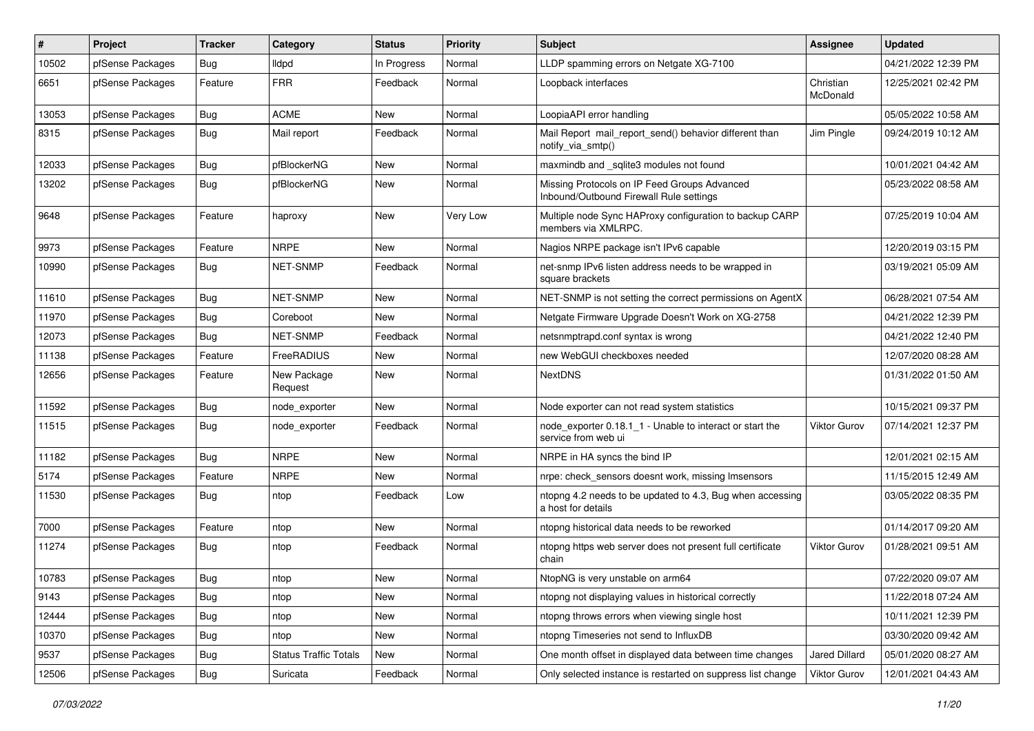| # | Project | Tracker | Category | Status | Priority | Subject | Assignee | Updated |
|---|---|---|---|---|---|---|---|---|
| 10502 | pfSense Packages | Bug | lldpd | In Progress | Normal | LLDP spamming errors on Netgate XG-7100 | | 04/21/2022 12:39 PM |
| 6651 | pfSense Packages | Feature | FRR | Feedback | Normal | Loopback interfaces | Christian McDonald | 12/25/2021 02:42 PM |
| 13053 | pfSense Packages | Bug | ACME | New | Normal | LoopiaAPI error handling | | 05/05/2022 10:58 AM |
| 8315 | pfSense Packages | Bug | Mail report | Feedback | Normal | Mail Report mail_report_send() behavior different than notify_via_smtp() | Jim Pingle | 09/24/2019 10:12 AM |
| 12033 | pfSense Packages | Bug | pfBlockerNG | New | Normal | maxmindb and _sqlite3 modules not found | | 10/01/2021 04:42 AM |
| 13202 | pfSense Packages | Bug | pfBlockerNG | New | Normal | Missing Protocols on IP Feed Groups Advanced Inbound/Outbound Firewall Rule settings | | 05/23/2022 08:58 AM |
| 9648 | pfSense Packages | Feature | haproxy | New | Very Low | Multiple node Sync HAProxy configuration to backup CARP members via XMLRPC. | | 07/25/2019 10:04 AM |
| 9973 | pfSense Packages | Feature | NRPE | New | Normal | Nagios NRPE package isn't IPv6 capable | | 12/20/2019 03:15 PM |
| 10990 | pfSense Packages | Bug | NET-SNMP | Feedback | Normal | net-snmp IPv6 listen address needs to be wrapped in square brackets | | 03/19/2021 05:09 AM |
| 11610 | pfSense Packages | Bug | NET-SNMP | New | Normal | NET-SNMP is not setting the correct permissions on AgentX | | 06/28/2021 07:54 AM |
| 11970 | pfSense Packages | Bug | Coreboot | New | Normal | Netgate Firmware Upgrade Doesn't Work on XG-2758 | | 04/21/2022 12:39 PM |
| 12073 | pfSense Packages | Bug | NET-SNMP | Feedback | Normal | netsnmptrapd.conf syntax is wrong | | 04/21/2022 12:40 PM |
| 11138 | pfSense Packages | Feature | FreeRADIUS | New | Normal | new WebGUI checkboxes needed | | 12/07/2020 08:28 AM |
| 12656 | pfSense Packages | Feature | New Package Request | New | Normal | NextDNS | | 01/31/2022 01:50 AM |
| 11592 | pfSense Packages | Bug | node_exporter | New | Normal | Node exporter can not read system statistics | | 10/15/2021 09:37 PM |
| 11515 | pfSense Packages | Bug | node_exporter | Feedback | Normal | node_exporter 0.18.1_1 - Unable to interact or start the service from web ui | Viktor Gurov | 07/14/2021 12:37 PM |
| 11182 | pfSense Packages | Bug | NRPE | New | Normal | NRPE in HA syncs the bind IP | | 12/01/2021 02:15 AM |
| 5174 | pfSense Packages | Feature | NRPE | New | Normal | nrpe: check_sensors doesnt work, missing lmsensors | | 11/15/2015 12:49 AM |
| 11530 | pfSense Packages | Bug | ntop | Feedback | Low | ntopng 4.2 needs to be updated to 4.3, Bug when accessing a host for details | | 03/05/2022 08:35 PM |
| 7000 | pfSense Packages | Feature | ntop | New | Normal | ntopng historical data needs to be reworked | | 01/14/2017 09:20 AM |
| 11274 | pfSense Packages | Bug | ntop | Feedback | Normal | ntopng https web server does not present full certificate chain | Viktor Gurov | 01/28/2021 09:51 AM |
| 10783 | pfSense Packages | Bug | ntop | New | Normal | NtopNG is very unstable on arm64 | | 07/22/2020 09:07 AM |
| 9143 | pfSense Packages | Bug | ntop | New | Normal | ntopng not displaying values in historical correctly | | 11/22/2018 07:24 AM |
| 12444 | pfSense Packages | Bug | ntop | New | Normal | ntopng throws errors when viewing single host | | 10/11/2021 12:39 PM |
| 10370 | pfSense Packages | Bug | ntop | New | Normal | ntopng Timeseries not send to InfluxDB | | 03/30/2020 09:42 AM |
| 9537 | pfSense Packages | Bug | Status Traffic Totals | New | Normal | One month offset in displayed data between time changes | Jared Dillard | 05/01/2020 08:27 AM |
| 12506 | pfSense Packages | Bug | Suricata | Feedback | Normal | Only selected instance is restarted on suppress list change | Viktor Gurov | 12/01/2021 04:43 AM |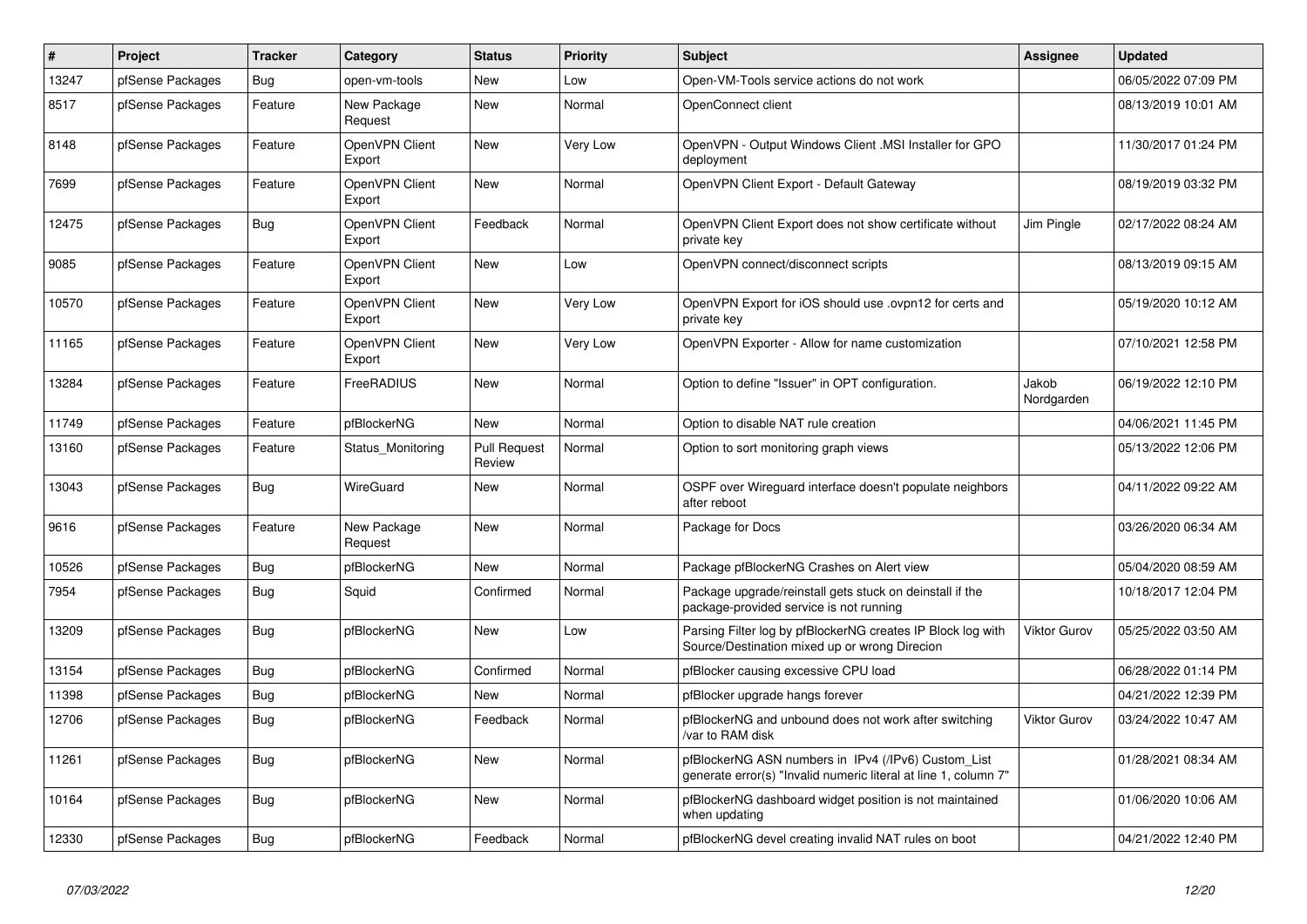| # | Project | Tracker | Category | Status | Priority | Subject | Assignee | Updated |
|---|---|---|---|---|---|---|---|---|
| 13247 | pfSense Packages | Bug | open-vm-tools | New | Low | Open-VM-Tools service actions do not work | | 06/05/2022 07:09 PM |
| 8517 | pfSense Packages | Feature | New Package Request | New | Normal | OpenConnect client | | 08/13/2019 10:01 AM |
| 8148 | pfSense Packages | Feature | OpenVPN Client Export | New | Very Low | OpenVPN - Output Windows Client .MSI Installer for GPO deployment | | 11/30/2017 01:24 PM |
| 7699 | pfSense Packages | Feature | OpenVPN Client Export | New | Normal | OpenVPN Client Export - Default Gateway | | 08/19/2019 03:32 PM |
| 12475 | pfSense Packages | Bug | OpenVPN Client Export | Feedback | Normal | OpenVPN Client Export does not show certificate without private key | Jim Pingle | 02/17/2022 08:24 AM |
| 9085 | pfSense Packages | Feature | OpenVPN Client Export | New | Low | OpenVPN connect/disconnect scripts | | 08/13/2019 09:15 AM |
| 10570 | pfSense Packages | Feature | OpenVPN Client Export | New | Very Low | OpenVPN Export for iOS should use .ovpn12 for certs and private key | | 05/19/2020 10:12 AM |
| 11165 | pfSense Packages | Feature | OpenVPN Client Export | New | Very Low | OpenVPN Exporter - Allow for name customization | | 07/10/2021 12:58 PM |
| 13284 | pfSense Packages | Feature | FreeRADIUS | New | Normal | Option to define "Issuer" in OPT configuration. | Jakob Nordgarden | 06/19/2022 12:10 PM |
| 11749 | pfSense Packages | Feature | pfBlockerNG | New | Normal | Option to disable NAT rule creation | | 04/06/2021 11:45 PM |
| 13160 | pfSense Packages | Feature | Status_Monitoring | Pull Request Review | Normal | Option to sort monitoring graph views | | 05/13/2022 12:06 PM |
| 13043 | pfSense Packages | Bug | WireGuard | New | Normal | OSPF over Wireguard interface doesn't populate neighbors after reboot | | 04/11/2022 09:22 AM |
| 9616 | pfSense Packages | Feature | New Package Request | New | Normal | Package for Docs | | 03/26/2020 06:34 AM |
| 10526 | pfSense Packages | Bug | pfBlockerNG | New | Normal | Package pfBlockerNG Crashes on Alert view | | 05/04/2020 08:59 AM |
| 7954 | pfSense Packages | Bug | Squid | Confirmed | Normal | Package upgrade/reinstall gets stuck on deinstall if the package-provided service is not running | | 10/18/2017 12:04 PM |
| 13209 | pfSense Packages | Bug | pfBlockerNG | New | Low | Parsing Filter log by pfBlockerNG creates IP Block log with Source/Destination mixed up or wrong Direcion | Viktor Gurov | 05/25/2022 03:50 AM |
| 13154 | pfSense Packages | Bug | pfBlockerNG | Confirmed | Normal | pfBlocker causing excessive CPU load | | 06/28/2022 01:14 PM |
| 11398 | pfSense Packages | Bug | pfBlockerNG | New | Normal | pfBlocker upgrade hangs forever | | 04/21/2022 12:39 PM |
| 12706 | pfSense Packages | Bug | pfBlockerNG | Feedback | Normal | pfBlockerNG and unbound does not work after switching /var to RAM disk | Viktor Gurov | 03/24/2022 10:47 AM |
| 11261 | pfSense Packages | Bug | pfBlockerNG | New | Normal | pfBlockerNG ASN numbers in IPv4 (/IPv6) Custom_List generate error(s) "Invalid numeric literal at line 1, column 7" | | 01/28/2021 08:34 AM |
| 10164 | pfSense Packages | Bug | pfBlockerNG | New | Normal | pfBlockerNG dashboard widget position is not maintained when updating | | 01/06/2020 10:06 AM |
| 12330 | pfSense Packages | Bug | pfBlockerNG | Feedback | Normal | pfBlockerNG devel creating invalid NAT rules on boot | | 04/21/2022 12:40 PM |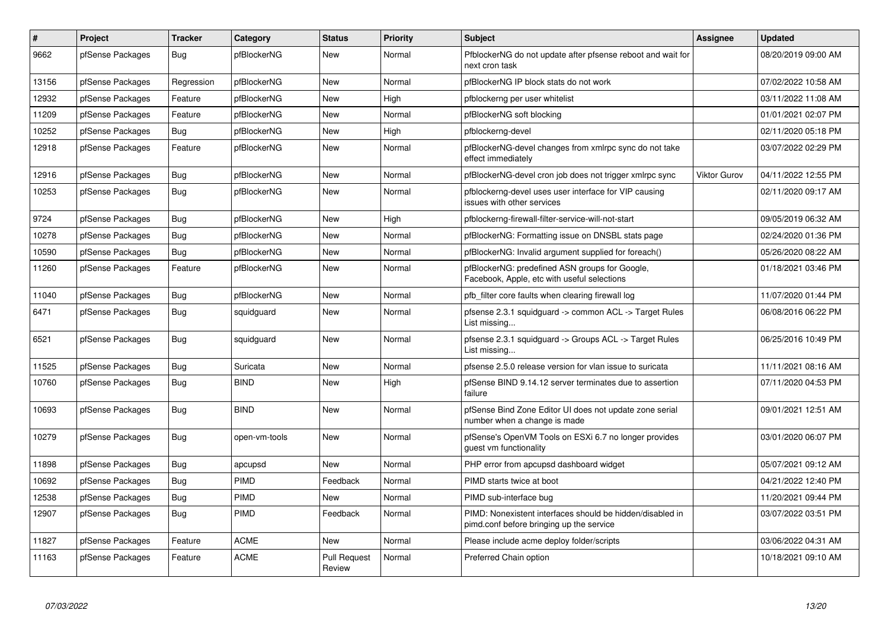| # | Project | Tracker | Category | Status | Priority | Subject | Assignee | Updated |
|---|---|---|---|---|---|---|---|---|
| 9662 | pfSense Packages | Bug | pfBlockerNG | New | Normal | PfblockerNG do not update after pfsense reboot and wait for next cron task | | 08/20/2019 09:00 AM |
| 13156 | pfSense Packages | Regression | pfBlockerNG | New | Normal | pfBlockerNG IP block stats do not work | | 07/02/2022 10:58 AM |
| 12932 | pfSense Packages | Feature | pfBlockerNG | New | High | pfblockerng per user whitelist | | 03/11/2022 11:08 AM |
| 11209 | pfSense Packages | Feature | pfBlockerNG | New | Normal | pfBlockerNG soft blocking | | 01/01/2021 02:07 PM |
| 10252 | pfSense Packages | Bug | pfBlockerNG | New | High | pfblockerng-devel | | 02/11/2020 05:18 PM |
| 12918 | pfSense Packages | Feature | pfBlockerNG | New | Normal | pfBlockerNG-devel changes from xmlrpc sync do not take effect immediately | | 03/07/2022 02:29 PM |
| 12916 | pfSense Packages | Bug | pfBlockerNG | New | Normal | pfBlockerNG-devel cron job does not trigger xmlrpc sync | Viktor Gurov | 04/11/2022 12:55 PM |
| 10253 | pfSense Packages | Bug | pfBlockerNG | New | Normal | pfblockerng-devel uses user interface for VIP causing issues with other services | | 02/11/2020 09:17 AM |
| 9724 | pfSense Packages | Bug | pfBlockerNG | New | High | pfblockerng-firewall-filter-service-will-not-start | | 09/05/2019 06:32 AM |
| 10278 | pfSense Packages | Bug | pfBlockerNG | New | Normal | pfBlockerNG: Formatting issue on DNSBL stats page | | 02/24/2020 01:36 PM |
| 10590 | pfSense Packages | Bug | pfBlockerNG | New | Normal | pfBlockerNG: Invalid argument supplied for foreach() | | 05/26/2020 08:22 AM |
| 11260 | pfSense Packages | Feature | pfBlockerNG | New | Normal | pfBlockerNG: predefined ASN groups for Google, Facebook, Apple, etc with useful selections | | 01/18/2021 03:46 PM |
| 11040 | pfSense Packages | Bug | pfBlockerNG | New | Normal | pfb_filter core faults when clearing firewall log | | 11/07/2020 01:44 PM |
| 6471 | pfSense Packages | Bug | squidguard | New | Normal | pfsense 2.3.1 squidguard -> common ACL -> Target Rules List missing... | | 06/08/2016 06:22 PM |
| 6521 | pfSense Packages | Bug | squidguard | New | Normal | pfsense 2.3.1 squidguard -> Groups ACL -> Target Rules List missing... | | 06/25/2016 10:49 PM |
| 11525 | pfSense Packages | Bug | Suricata | New | Normal | pfsense 2.5.0 release version for vlan issue to suricata | | 11/11/2021 08:16 AM |
| 10760 | pfSense Packages | Bug | BIND | New | High | pfSense BIND 9.14.12 server terminates due to assertion failure | | 07/11/2020 04:53 PM |
| 10693 | pfSense Packages | Bug | BIND | New | Normal | pfSense Bind Zone Editor UI does not update zone serial number when a change is made | | 09/01/2021 12:51 AM |
| 10279 | pfSense Packages | Bug | open-vm-tools | New | Normal | pfSense's OpenVM Tools on ESXi 6.7 no longer provides guest vm functionality | | 03/01/2020 06:07 PM |
| 11898 | pfSense Packages | Bug | apcupsd | New | Normal | PHP error from apcupsd dashboard widget | | 05/07/2021 09:12 AM |
| 10692 | pfSense Packages | Bug | PIMD | Feedback | Normal | PIMD starts twice at boot | | 04/21/2022 12:40 PM |
| 12538 | pfSense Packages | Bug | PIMD | New | Normal | PIMD sub-interface bug | | 11/20/2021 09:44 PM |
| 12907 | pfSense Packages | Bug | PIMD | Feedback | Normal | PIMD: Nonexistent interfaces should be hidden/disabled in pimd.conf before bringing up the service | | 03/07/2022 03:51 PM |
| 11827 | pfSense Packages | Feature | ACME | New | Normal | Please include acme deploy folder/scripts | | 03/06/2022 04:31 AM |
| 11163 | pfSense Packages | Feature | ACME | Pull Request Review | Normal | Preferred Chain option | | 10/18/2021 09:10 AM |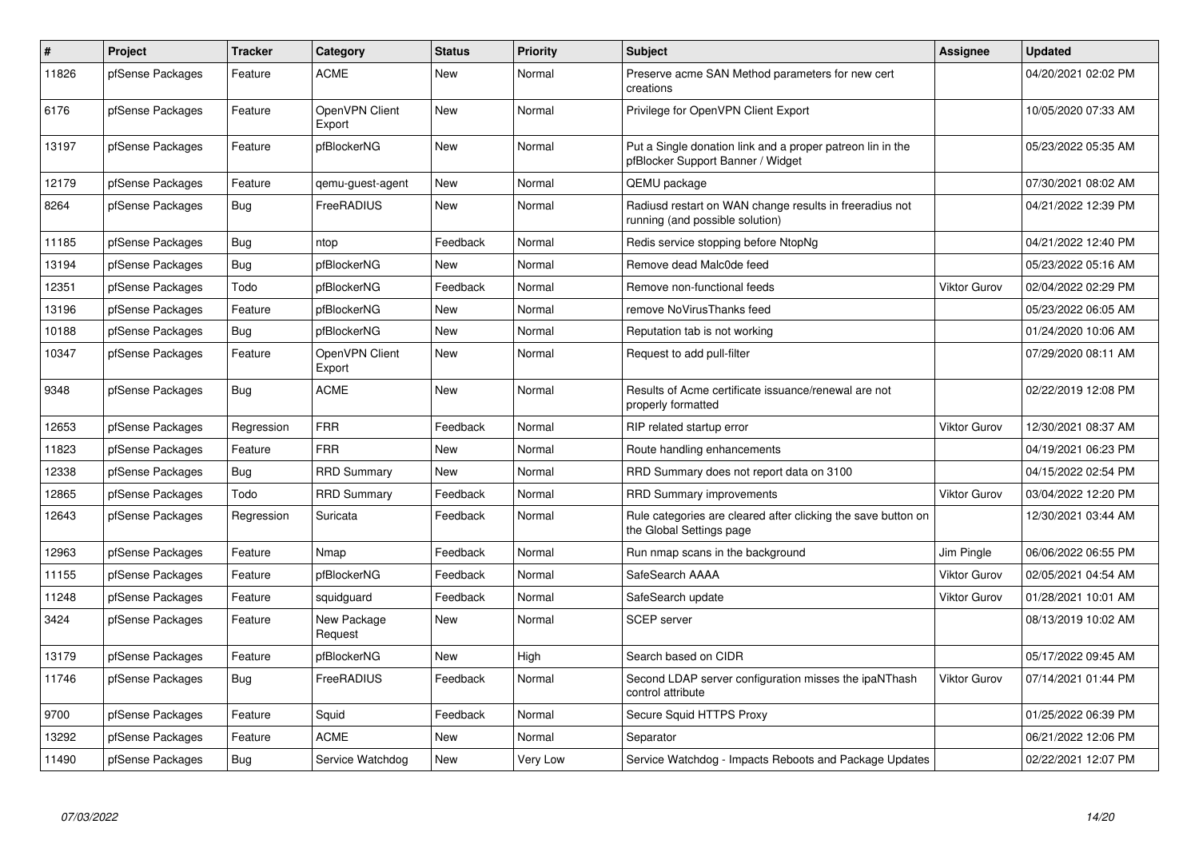| # | Project | Tracker | Category | Status | Priority | Subject | Assignee | Updated |
|---|---|---|---|---|---|---|---|---|
| 11826 | pfSense Packages | Feature | ACME | New | Normal | Preserve acme SAN Method parameters for new cert creations | | 04/20/2021 02:02 PM |
| 6176 | pfSense Packages | Feature | OpenVPN Client Export | New | Normal | Privilege for OpenVPN Client Export | | 10/05/2020 07:33 AM |
| 13197 | pfSense Packages | Feature | pfBlockerNG | New | Normal | Put a Single donation link and a proper patreon lin in the pfBlocker Support Banner / Widget | | 05/23/2022 05:35 AM |
| 12179 | pfSense Packages | Feature | qemu-guest-agent | New | Normal | QEMU package | | 07/30/2021 08:02 AM |
| 8264 | pfSense Packages | Bug | FreeRADIUS | New | Normal | Radiusd restart on WAN change results in freeradius not running (and possible solution) | | 04/21/2022 12:39 PM |
| 11185 | pfSense Packages | Bug | ntop | Feedback | Normal | Redis service stopping before NtopNg | | 04/21/2022 12:40 PM |
| 13194 | pfSense Packages | Bug | pfBlockerNG | New | Normal | Remove dead Malc0de feed | | 05/23/2022 05:16 AM |
| 12351 | pfSense Packages | Todo | pfBlockerNG | Feedback | Normal | Remove non-functional feeds | Viktor Gurov | 02/04/2022 02:29 PM |
| 13196 | pfSense Packages | Feature | pfBlockerNG | New | Normal | remove NoVirusThanks feed | | 05/23/2022 06:05 AM |
| 10188 | pfSense Packages | Bug | pfBlockerNG | New | Normal | Reputation tab is not working | | 01/24/2020 10:06 AM |
| 10347 | pfSense Packages | Feature | OpenVPN Client Export | New | Normal | Request to add pull-filter | | 07/29/2020 08:11 AM |
| 9348 | pfSense Packages | Bug | ACME | New | Normal | Results of Acme certificate issuance/renewal are not properly formatted | | 02/22/2019 12:08 PM |
| 12653 | pfSense Packages | Regression | FRR | Feedback | Normal | RIP related startup error | Viktor Gurov | 12/30/2021 08:37 AM |
| 11823 | pfSense Packages | Feature | FRR | New | Normal | Route handling enhancements | | 04/19/2021 06:23 PM |
| 12338 | pfSense Packages | Bug | RRD Summary | New | Normal | RRD Summary does not report data on 3100 | | 04/15/2022 02:54 PM |
| 12865 | pfSense Packages | Todo | RRD Summary | Feedback | Normal | RRD Summary improvements | Viktor Gurov | 03/04/2022 12:20 PM |
| 12643 | pfSense Packages | Regression | Suricata | Feedback | Normal | Rule categories are cleared after clicking the save button on the Global Settings page | | 12/30/2021 03:44 AM |
| 12963 | pfSense Packages | Feature | Nmap | Feedback | Normal | Run nmap scans in the background | Jim Pingle | 06/06/2022 06:55 PM |
| 11155 | pfSense Packages | Feature | pfBlockerNG | Feedback | Normal | SafeSearch AAAA | Viktor Gurov | 02/05/2021 04:54 AM |
| 11248 | pfSense Packages | Feature | squidguard | Feedback | Normal | SafeSearch update | Viktor Gurov | 01/28/2021 10:01 AM |
| 3424 | pfSense Packages | Feature | New Package Request | New | Normal | SCEP server | | 08/13/2019 10:02 AM |
| 13179 | pfSense Packages | Feature | pfBlockerNG | New | High | Search based on CIDR | | 05/17/2022 09:45 AM |
| 11746 | pfSense Packages | Bug | FreeRADIUS | Feedback | Normal | Second LDAP server configuration misses the ipaNThash control attribute | Viktor Gurov | 07/14/2021 01:44 PM |
| 9700 | pfSense Packages | Feature | Squid | Feedback | Normal | Secure Squid HTTPS Proxy | | 01/25/2022 06:39 PM |
| 13292 | pfSense Packages | Feature | ACME | New | Normal | Separator | | 06/21/2022 12:06 PM |
| 11490 | pfSense Packages | Bug | Service Watchdog | New | Very Low | Service Watchdog - Impacts Reboots and Package Updates | | 02/22/2021 12:07 PM |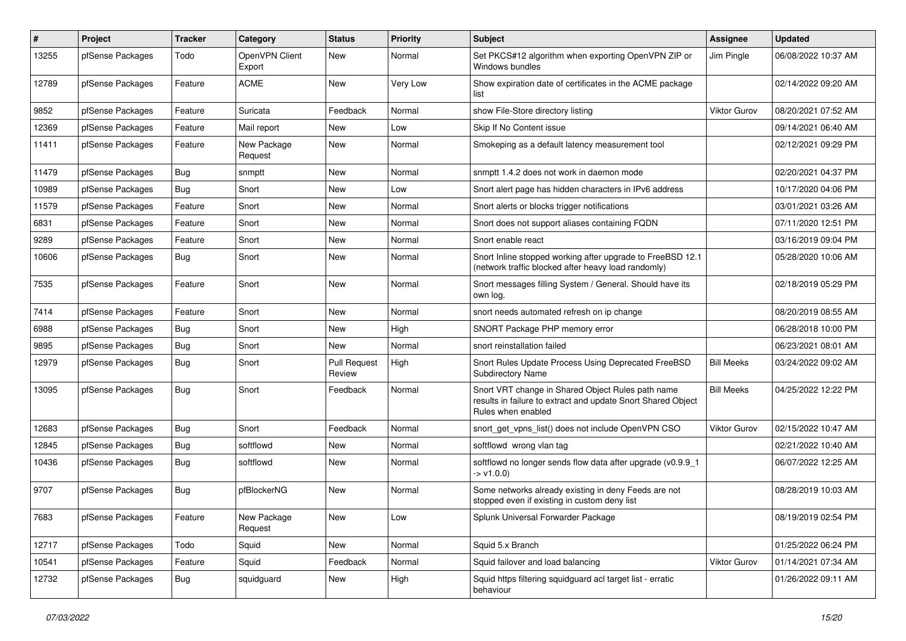| # | Project | Tracker | Category | Status | Priority | Subject | Assignee | Updated |
|---|---|---|---|---|---|---|---|---|
| 13255 | pfSense Packages | Todo | OpenVPN Client Export | New | Normal | Set PKCS#12 algorithm when exporting OpenVPN ZIP or Windows bundles | Jim Pingle | 06/08/2022 10:37 AM |
| 12789 | pfSense Packages | Feature | ACME | New | Very Low | Show expiration date of certificates in the ACME package list | | 02/14/2022 09:20 AM |
| 9852 | pfSense Packages | Feature | Suricata | Feedback | Normal | show File-Store directory listing | Viktor Gurov | 08/20/2021 07:52 AM |
| 12369 | pfSense Packages | Feature | Mail report | New | Low | Skip If No Content issue | | 09/14/2021 06:40 AM |
| 11411 | pfSense Packages | Feature | New Package Request | New | Normal | Smokeping as a default latency measurement tool | | 02/12/2021 09:29 PM |
| 11479 | pfSense Packages | Bug | snmptt | New | Normal | snmptt 1.4.2 does not work in daemon mode | | 02/20/2021 04:37 PM |
| 10989 | pfSense Packages | Bug | Snort | New | Low | Snort alert page has hidden characters in IPv6 address | | 10/17/2020 04:06 PM |
| 11579 | pfSense Packages | Feature | Snort | New | Normal | Snort alerts or blocks trigger notifications | | 03/01/2021 03:26 AM |
| 6831 | pfSense Packages | Feature | Snort | New | Normal | Snort does not support aliases containing FQDN | | 07/11/2020 12:51 PM |
| 9289 | pfSense Packages | Feature | Snort | New | Normal | Snort enable react | | 03/16/2019 09:04 PM |
| 10606 | pfSense Packages | Bug | Snort | New | Normal | Snort Inline stopped working after upgrade to FreeBSD 12.1 (network traffic blocked after heavy load randomly) | | 05/28/2020 10:06 AM |
| 7535 | pfSense Packages | Feature | Snort | New | Normal | Snort messages filling System / General. Should have its own log. | | 02/18/2019 05:29 PM |
| 7414 | pfSense Packages | Feature | Snort | New | Normal | snort needs automated refresh on ip change | | 08/20/2019 08:55 AM |
| 6988 | pfSense Packages | Bug | Snort | New | High | SNORT Package PHP memory error | | 06/28/2018 10:00 PM |
| 9895 | pfSense Packages | Bug | Snort | New | Normal | snort reinstallation failed | | 06/23/2021 08:01 AM |
| 12979 | pfSense Packages | Bug | Snort | Pull Request Review | High | Snort Rules Update Process Using Deprecated FreeBSD Subdirectory Name | Bill Meeks | 03/24/2022 09:02 AM |
| 13095 | pfSense Packages | Bug | Snort | Feedback | Normal | Snort VRT change in Shared Object Rules path name results in failure to extract and update Snort Shared Object Rules when enabled | Bill Meeks | 04/25/2022 12:22 PM |
| 12683 | pfSense Packages | Bug | Snort | Feedback | Normal | snort_get_vpns_list() does not include OpenVPN CSO | Viktor Gurov | 02/15/2022 10:47 AM |
| 12845 | pfSense Packages | Bug | softflowd | New | Normal | softflowd wrong vlan tag | | 02/21/2022 10:40 AM |
| 10436 | pfSense Packages | Bug | softflowd | New | Normal | softflowd no longer sends flow data after upgrade (v0.9.9_1 -> v1.0.0) | | 06/07/2022 12:25 AM |
| 9707 | pfSense Packages | Bug | pfBlockerNG | New | Normal | Some networks already existing in deny Feeds are not stopped even if existing in custom deny list | | 08/28/2019 10:03 AM |
| 7683 | pfSense Packages | Feature | New Package Request | New | Low | Splunk Universal Forwarder Package | | 08/19/2019 02:54 PM |
| 12717 | pfSense Packages | Todo | Squid | New | Normal | Squid 5.x Branch | | 01/25/2022 06:24 PM |
| 10541 | pfSense Packages | Feature | Squid | Feedback | Normal | Squid failover and load balancing | Viktor Gurov | 01/14/2021 07:34 AM |
| 12732 | pfSense Packages | Bug | squidguard | New | High | Squid https filtering squidguard acl target list - erratic behaviour | | 01/26/2022 09:11 AM |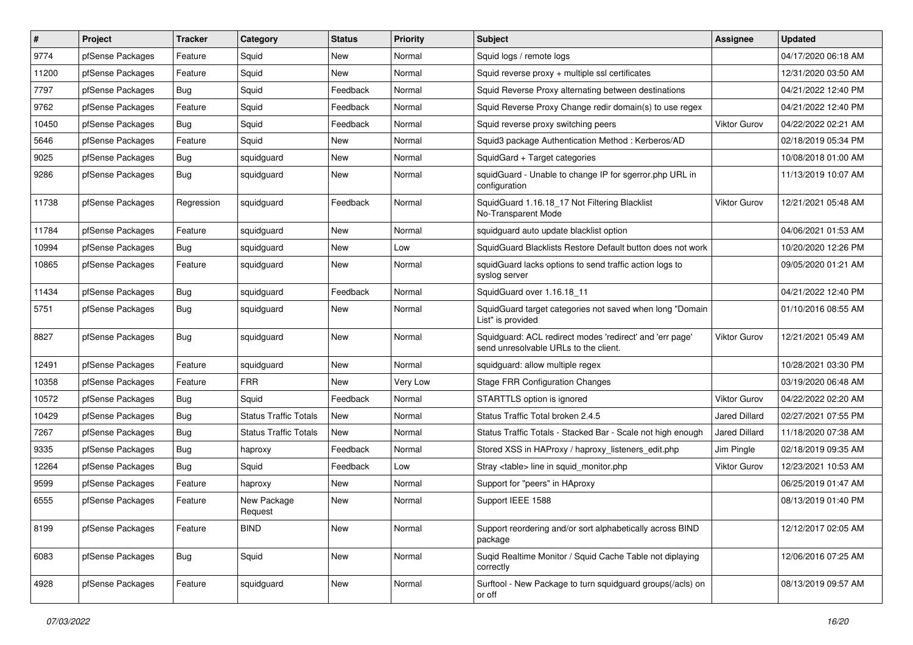| # | Project | Tracker | Category | Status | Priority | Subject | Assignee | Updated |
|---|---|---|---|---|---|---|---|---|
| 9774 | pfSense Packages | Feature | Squid | New | Normal | Squid logs / remote logs | | 04/17/2020 06:18 AM |
| 11200 | pfSense Packages | Feature | Squid | New | Normal | Squid reverse proxy + multiple ssl certificates | | 12/31/2020 03:50 AM |
| 7797 | pfSense Packages | Bug | Squid | Feedback | Normal | Squid Reverse Proxy alternating between destinations | | 04/21/2022 12:40 PM |
| 9762 | pfSense Packages | Feature | Squid | Feedback | Normal | Squid Reverse Proxy Change redir domain(s) to use regex | | 04/21/2022 12:40 PM |
| 10450 | pfSense Packages | Bug | Squid | Feedback | Normal | Squid reverse proxy switching peers | Viktor Gurov | 04/22/2022 02:21 AM |
| 5646 | pfSense Packages | Feature | Squid | New | Normal | Squid3 package Authentication Method : Kerberos/AD | | 02/18/2019 05:34 PM |
| 9025 | pfSense Packages | Bug | squidguard | New | Normal | SquidGard + Target categories | | 10/08/2018 01:00 AM |
| 9286 | pfSense Packages | Bug | squidguard | New | Normal | squidGuard - Unable to change IP for sgerror.php URL in configuration | | 11/13/2019 10:07 AM |
| 11738 | pfSense Packages | Regression | squidguard | Feedback | Normal | SquidGuard 1.16.18_17 Not Filtering Blacklist No-Transparent Mode | Viktor Gurov | 12/21/2021 05:48 AM |
| 11784 | pfSense Packages | Feature | squidguard | New | Normal | squidguard auto update blacklist option | | 04/06/2021 01:53 AM |
| 10994 | pfSense Packages | Bug | squidguard | New | Low | SquidGuard Blacklists Restore Default button does not work | | 10/20/2020 12:26 PM |
| 10865 | pfSense Packages | Feature | squidguard | New | Normal | squidGuard lacks options to send traffic action logs to syslog server | | 09/05/2020 01:21 AM |
| 11434 | pfSense Packages | Bug | squidguard | Feedback | Normal | SquidGuard over 1.16.18_11 | | 04/21/2022 12:40 PM |
| 5751 | pfSense Packages | Bug | squidguard | New | Normal | SquidGuard target categories not saved when long "Domain List" is provided | | 01/10/2016 08:55 AM |
| 8827 | pfSense Packages | Bug | squidguard | New | Normal | Squidguard: ACL redirect modes 'redirect' and 'err page' send unresolvable URLs to the client. | Viktor Gurov | 12/21/2021 05:49 AM |
| 12491 | pfSense Packages | Feature | squidguard | New | Normal | squidguard: allow multiple regex | | 10/28/2021 03:30 PM |
| 10358 | pfSense Packages | Feature | FRR | New | Very Low | Stage FRR Configuration Changes | | 03/19/2020 06:48 AM |
| 10572 | pfSense Packages | Bug | Squid | Feedback | Normal | STARTTLS option is ignored | Viktor Gurov | 04/22/2022 02:20 AM |
| 10429 | pfSense Packages | Bug | Status Traffic Totals | New | Normal | Status Traffic Total broken 2.4.5 | Jared Dillard | 02/27/2021 07:55 PM |
| 7267 | pfSense Packages | Bug | Status Traffic Totals | New | Normal | Status Traffic Totals - Stacked Bar - Scale not high enough | Jared Dillard | 11/18/2020 07:38 AM |
| 9335 | pfSense Packages | Bug | haproxy | Feedback | Normal | Stored XSS in HAProxy / haproxy_listeners_edit.php | Jim Pingle | 02/18/2019 09:35 AM |
| 12264 | pfSense Packages | Bug | Squid | Feedback | Low | Stray <table> line in squid_monitor.php | Viktor Gurov | 12/23/2021 10:53 AM |
| 9599 | pfSense Packages | Feature | haproxy | New | Normal | Support for "peers" in HAproxy | | 06/25/2019 01:47 AM |
| 6555 | pfSense Packages | Feature | New Package Request | New | Normal | Support IEEE 1588 | | 08/13/2019 01:40 PM |
| 8199 | pfSense Packages | Feature | BIND | New | Normal | Support reordering and/or sort alphabetically across BIND package | | 12/12/2017 02:05 AM |
| 6083 | pfSense Packages | Bug | Squid | New | Normal | Suqid Realtime Monitor / Squid Cache Table not diplaying correctly | | 12/06/2016 07:25 AM |
| 4928 | pfSense Packages | Feature | squidguard | New | Normal | Surftool - New Package to turn squidguard groups(/acls) on or off | | 08/13/2019 09:57 AM |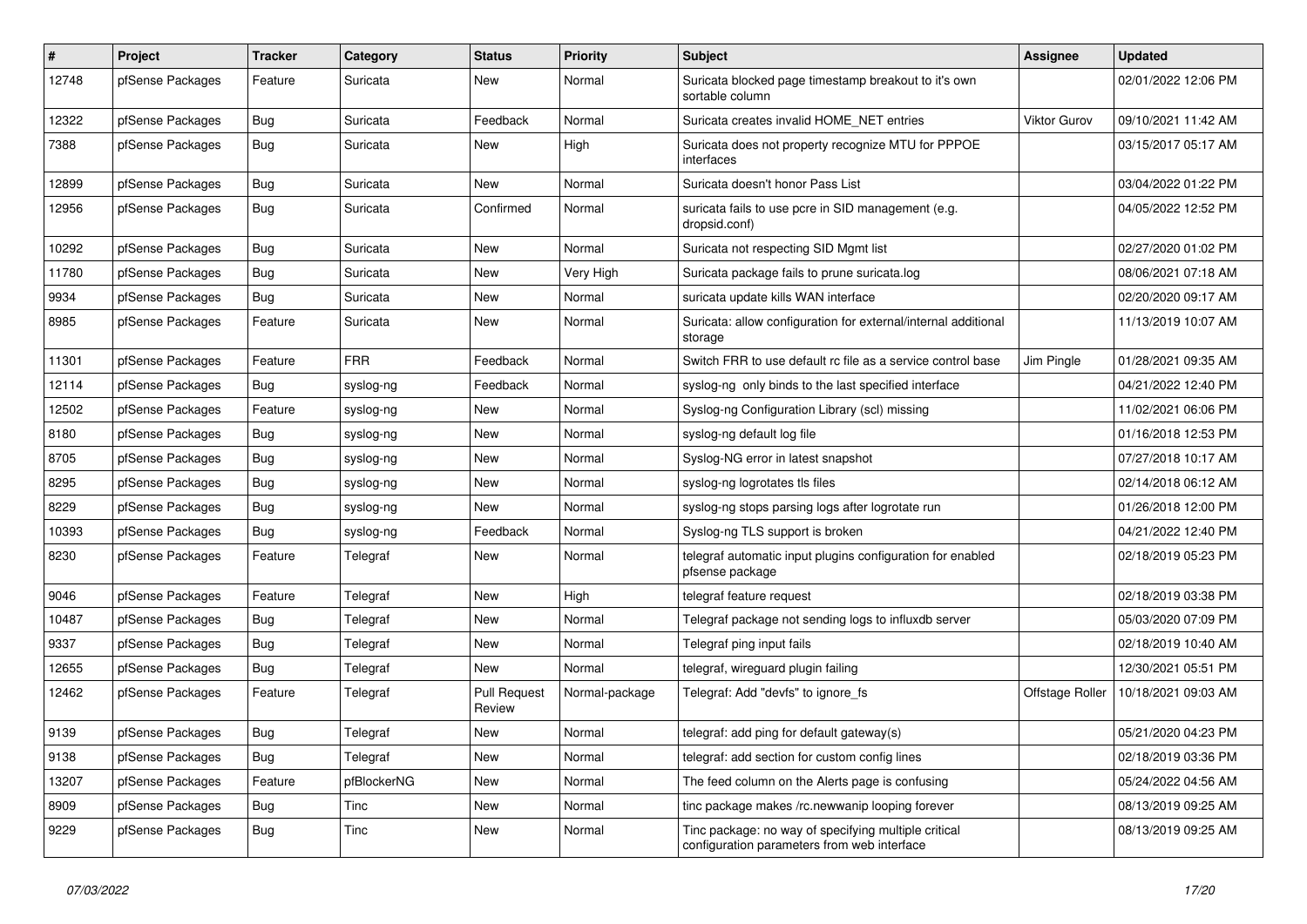| # | Project | Tracker | Category | Status | Priority | Subject | Assignee | Updated |
|---|---|---|---|---|---|---|---|---|
| 12748 | pfSense Packages | Feature | Suricata | New | Normal | Suricata blocked page timestamp breakout to it's own sortable column | | 02/01/2022 12:06 PM |
| 12322 | pfSense Packages | Bug | Suricata | Feedback | Normal | Suricata creates invalid HOME_NET entries | Viktor Gurov | 09/10/2021 11:42 AM |
| 7388 | pfSense Packages | Bug | Suricata | New | High | Suricata does not property recognize MTU for PPPOE interfaces | | 03/15/2017 05:17 AM |
| 12899 | pfSense Packages | Bug | Suricata | New | Normal | Suricata doesn't honor Pass List | | 03/04/2022 01:22 PM |
| 12956 | pfSense Packages | Bug | Suricata | Confirmed | Normal | suricata fails to use pcre in SID management (e.g. dropsid.conf) | | 04/05/2022 12:52 PM |
| 10292 | pfSense Packages | Bug | Suricata | New | Normal | Suricata not respecting SID Mgmt list | | 02/27/2020 01:02 PM |
| 11780 | pfSense Packages | Bug | Suricata | New | Very High | Suricata package fails to prune suricata.log | | 08/06/2021 07:18 AM |
| 9934 | pfSense Packages | Bug | Suricata | New | Normal | suricata update kills WAN interface | | 02/20/2020 09:17 AM |
| 8985 | pfSense Packages | Feature | Suricata | New | Normal | Suricata: allow configuration for external/internal additional storage | | 11/13/2019 10:07 AM |
| 11301 | pfSense Packages | Feature | FRR | Feedback | Normal | Switch FRR to use default rc file as a service control base | Jim Pingle | 01/28/2021 09:35 AM |
| 12114 | pfSense Packages | Bug | syslog-ng | Feedback | Normal | syslog-ng only binds to the last specified interface | | 04/21/2022 12:40 PM |
| 12502 | pfSense Packages | Feature | syslog-ng | New | Normal | Syslog-ng Configuration Library (scl) missing | | 11/02/2021 06:06 PM |
| 8180 | pfSense Packages | Bug | syslog-ng | New | Normal | syslog-ng default log file | | 01/16/2018 12:53 PM |
| 8705 | pfSense Packages | Bug | syslog-ng | New | Normal | Syslog-NG error in latest snapshot | | 07/27/2018 10:17 AM |
| 8295 | pfSense Packages | Bug | syslog-ng | New | Normal | syslog-ng logrotates tls files | | 02/14/2018 06:12 AM |
| 8229 | pfSense Packages | Bug | syslog-ng | New | Normal | syslog-ng stops parsing logs after logrotate run | | 01/26/2018 12:00 PM |
| 10393 | pfSense Packages | Bug | syslog-ng | Feedback | Normal | Syslog-ng TLS support is broken | | 04/21/2022 12:40 PM |
| 8230 | pfSense Packages | Feature | Telegraf | New | Normal | telegraf automatic input plugins configuration for enabled pfsense package | | 02/18/2019 05:23 PM |
| 9046 | pfSense Packages | Feature | Telegraf | New | High | telegraf feature request | | 02/18/2019 03:38 PM |
| 10487 | pfSense Packages | Bug | Telegraf | New | Normal | Telegraf package not sending logs to influxdb server | | 05/03/2020 07:09 PM |
| 9337 | pfSense Packages | Bug | Telegraf | New | Normal | Telegraf ping input fails | | 02/18/2019 10:40 AM |
| 12655 | pfSense Packages | Bug | Telegraf | New | Normal | telegraf, wireguard plugin failing | | 12/30/2021 05:51 PM |
| 12462 | pfSense Packages | Feature | Telegraf | Pull Request Review | Normal-package | Telegraf: Add "devfs" to ignore_fs | Offstage Roller | 10/18/2021 09:03 AM |
| 9139 | pfSense Packages | Bug | Telegraf | New | Normal | telegraf: add ping for default gateway(s) | | 05/21/2020 04:23 PM |
| 9138 | pfSense Packages | Bug | Telegraf | New | Normal | telegraf: add section for custom config lines | | 02/18/2019 03:36 PM |
| 13207 | pfSense Packages | Feature | pfBlockerNG | New | Normal | The feed column on the Alerts page is confusing | | 05/24/2022 04:56 AM |
| 8909 | pfSense Packages | Bug | Tinc | New | Normal | tinc package makes /rc.newwanip looping forever | | 08/13/2019 09:25 AM |
| 9229 | pfSense Packages | Bug | Tinc | New | Normal | Tinc package: no way of specifying multiple critical configuration parameters from web interface | | 08/13/2019 09:25 AM |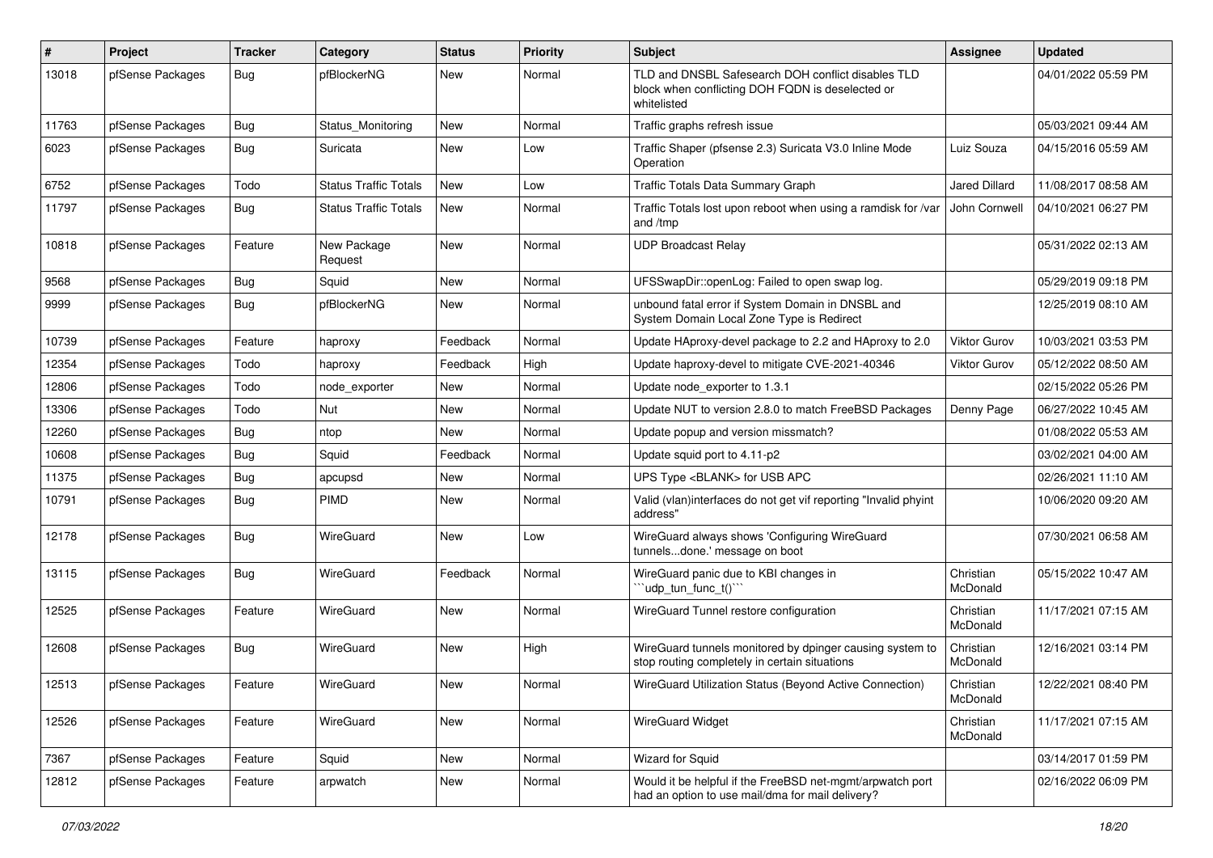| # | Project | Tracker | Category | Status | Priority | Subject | Assignee | Updated |
|---|---|---|---|---|---|---|---|---|
| 13018 | pfSense Packages | Bug | pfBlockerNG | New | Normal | TLD and DNSBL Safesearch DOH conflict disables TLD block when conflicting DOH FQDN is deselected or whitelisted | | 04/01/2022 05:59 PM |
| 11763 | pfSense Packages | Bug | Status_Monitoring | New | Normal | Traffic graphs refresh issue | | 05/03/2021 09:44 AM |
| 6023 | pfSense Packages | Bug | Suricata | New | Low | Traffic Shaper (pfsense 2.3) Suricata V3.0 Inline Mode Operation | Luiz Souza | 04/15/2016 05:59 AM |
| 6752 | pfSense Packages | Todo | Status Traffic Totals | New | Low | Traffic Totals Data Summary Graph | Jared Dillard | 11/08/2017 08:58 AM |
| 11797 | pfSense Packages | Bug | Status Traffic Totals | New | Normal | Traffic Totals lost upon reboot when using a ramdisk for /var and /tmp | John Cornwell | 04/10/2021 06:27 PM |
| 10818 | pfSense Packages | Feature | New Package Request | New | Normal | UDP Broadcast Relay | | 05/31/2022 02:13 AM |
| 9568 | pfSense Packages | Bug | Squid | New | Normal | UFSSwapDir::openLog: Failed to open swap log. | | 05/29/2019 09:18 PM |
| 9999 | pfSense Packages | Bug | pfBlockerNG | New | Normal | unbound fatal error if System Domain in DNSBL and System Domain Local Zone Type is Redirect | | 12/25/2019 08:10 AM |
| 10739 | pfSense Packages | Feature | haproxy | Feedback | Normal | Update HAproxy-devel package to 2.2 and HAproxy to 2.0 | Viktor Gurov | 10/03/2021 03:53 PM |
| 12354 | pfSense Packages | Todo | haproxy | Feedback | High | Update haproxy-devel to mitigate CVE-2021-40346 | Viktor Gurov | 05/12/2022 08:50 AM |
| 12806 | pfSense Packages | Todo | node_exporter | New | Normal | Update node_exporter to 1.3.1 | | 02/15/2022 05:26 PM |
| 13306 | pfSense Packages | Todo | Nut | New | Normal | Update NUT to version 2.8.0 to match FreeBSD Packages | Denny Page | 06/27/2022 10:45 AM |
| 12260 | pfSense Packages | Bug | ntop | New | Normal | Update popup and version missmatch? | | 01/08/2022 05:53 AM |
| 10608 | pfSense Packages | Bug | Squid | Feedback | Normal | Update squid port to 4.11-p2 | | 03/02/2021 04:00 AM |
| 11375 | pfSense Packages | Bug | apcupsd | New | Normal | UPS Type <BLANK> for USB APC | | 02/26/2021 11:10 AM |
| 10791 | pfSense Packages | Bug | PIMD | New | Normal | Valid (vlan)interfaces do not get vif reporting "Invalid phyint address" | | 10/06/2020 09:20 AM |
| 12178 | pfSense Packages | Bug | WireGuard | New | Low | WireGuard always shows 'Configuring WireGuard tunnels...done.' message on boot | | 07/30/2021 06:58 AM |
| 13115 | pfSense Packages | Bug | WireGuard | Feedback | Normal | WireGuard panic due to KBI changes in ```udp_tun_func_t()``` | Christian McDonald | 05/15/2022 10:47 AM |
| 12525 | pfSense Packages | Feature | WireGuard | New | Normal | WireGuard Tunnel restore configuration | Christian McDonald | 11/17/2021 07:15 AM |
| 12608 | pfSense Packages | Bug | WireGuard | New | High | WireGuard tunnels monitored by dpinger causing system to stop routing completely in certain situations | Christian McDonald | 12/16/2021 03:14 PM |
| 12513 | pfSense Packages | Feature | WireGuard | New | Normal | WireGuard Utilization Status (Beyond Active Connection) | Christian McDonald | 12/22/2021 08:40 PM |
| 12526 | pfSense Packages | Feature | WireGuard | New | Normal | WireGuard Widget | Christian McDonald | 11/17/2021 07:15 AM |
| 7367 | pfSense Packages | Feature | Squid | New | Normal | Wizard for Squid | | 03/14/2017 01:59 PM |
| 12812 | pfSense Packages | Feature | arpwatch | New | Normal | Would it be helpful if the FreeBSD net-mgmt/arpwatch port had an option to use mail/dma for mail delivery? | | 02/16/2022 06:09 PM |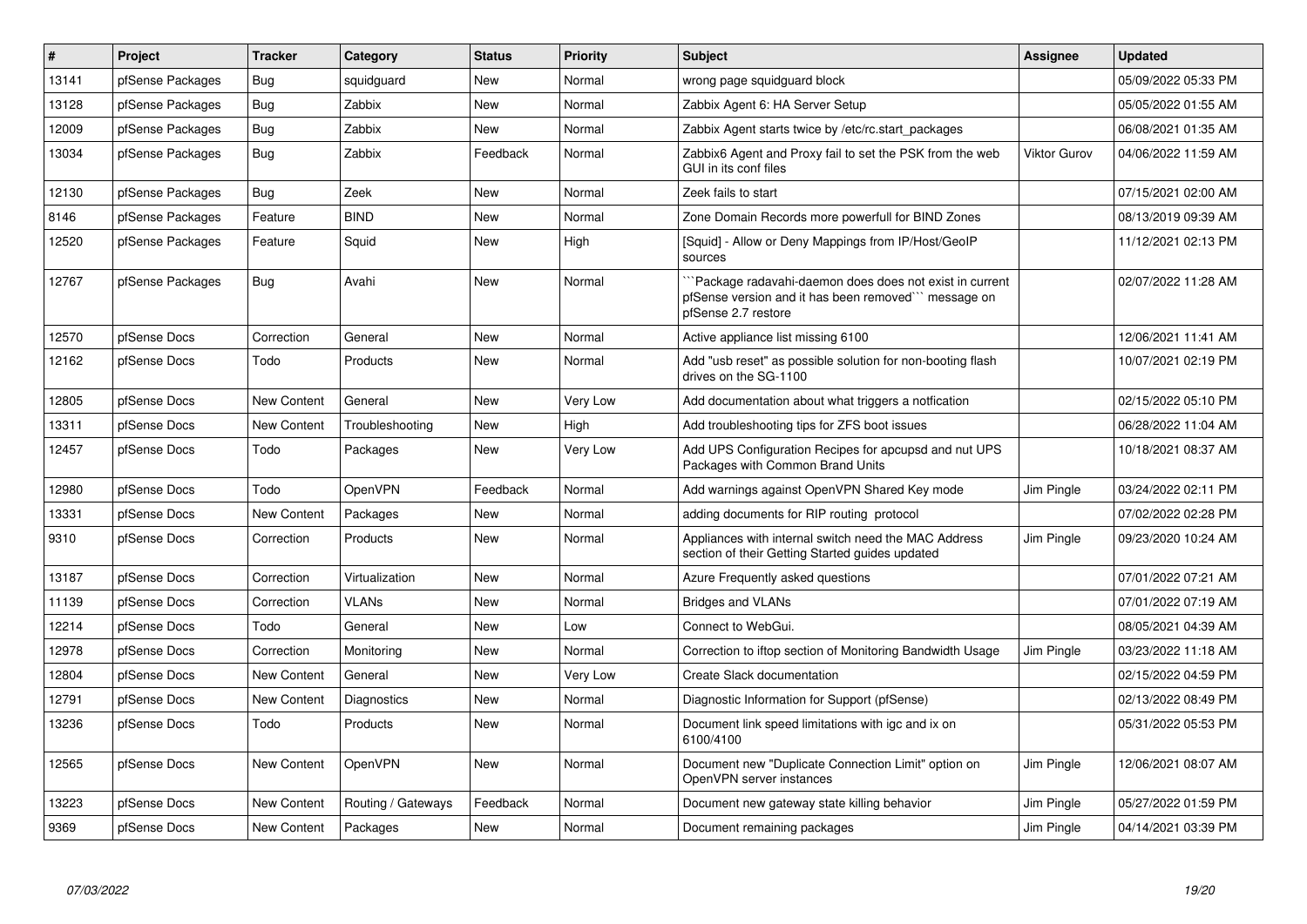| # | Project | Tracker | Category | Status | Priority | Subject | Assignee | Updated |
|---|---|---|---|---|---|---|---|---|
| 13141 | pfSense Packages | Bug | squidguard | New | Normal | wrong page squidguard block | | 05/09/2022 05:33 PM |
| 13128 | pfSense Packages | Bug | Zabbix | New | Normal | Zabbix Agent 6: HA Server Setup | | 05/05/2022 01:55 AM |
| 12009 | pfSense Packages | Bug | Zabbix | New | Normal | Zabbix Agent starts twice by /etc/rc.start_packages | | 06/08/2021 01:35 AM |
| 13034 | pfSense Packages | Bug | Zabbix | Feedback | Normal | Zabbix6 Agent and Proxy fail to set the PSK from the web GUI in its conf files | Viktor Gurov | 04/06/2022 11:59 AM |
| 12130 | pfSense Packages | Bug | Zeek | New | Normal | Zeek fails to start | | 07/15/2021 02:00 AM |
| 8146 | pfSense Packages | Feature | BIND | New | Normal | Zone Domain Records more powerfull for BIND Zones | | 08/13/2019 09:39 AM |
| 12520 | pfSense Packages | Feature | Squid | New | High | [Squid] - Allow or Deny Mappings from IP/Host/GeoIP sources | | 11/12/2021 02:13 PM |
| 12767 | pfSense Packages | Bug | Avahi | New | Normal | ```Package radavahi-daemon does does not exist in current pfSense version and it has been removed``` message on pfSense 2.7 restore | | 02/07/2022 11:28 AM |
| 12570 | pfSense Docs | Correction | General | New | Normal | Active appliance list missing 6100 | | 12/06/2021 11:41 AM |
| 12162 | pfSense Docs | Todo | Products | New | Normal | Add "usb reset" as possible solution for non-booting flash drives on the SG-1100 | | 10/07/2021 02:19 PM |
| 12805 | pfSense Docs | New Content | General | New | Very Low | Add documentation about what triggers a notfication | | 02/15/2022 05:10 PM |
| 13311 | pfSense Docs | New Content | Troubleshooting | New | High | Add troubleshooting tips for ZFS boot issues | | 06/28/2022 11:04 AM |
| 12457 | pfSense Docs | Todo | Packages | New | Very Low | Add UPS Configuration Recipes for apcupsd and nut UPS Packages with Common Brand Units | | 10/18/2021 08:37 AM |
| 12980 | pfSense Docs | Todo | OpenVPN | Feedback | Normal | Add warnings against OpenVPN Shared Key mode | Jim Pingle | 03/24/2022 02:11 PM |
| 13331 | pfSense Docs | New Content | Packages | New | Normal | adding documents for RIP routing protocol | | 07/02/2022 02:28 PM |
| 9310 | pfSense Docs | Correction | Products | New | Normal | Appliances with internal switch need the MAC Address section of their Getting Started guides updated | Jim Pingle | 09/23/2020 10:24 AM |
| 13187 | pfSense Docs | Correction | Virtualization | New | Normal | Azure Frequently asked questions | | 07/01/2022 07:21 AM |
| 11139 | pfSense Docs | Correction | VLANs | New | Normal | Bridges and VLANs | | 07/01/2022 07:19 AM |
| 12214 | pfSense Docs | Todo | General | New | Low | Connect to WebGui. | | 08/05/2021 04:39 AM |
| 12978 | pfSense Docs | Correction | Monitoring | New | Normal | Correction to iftop section of Monitoring Bandwidth Usage | Jim Pingle | 03/23/2022 11:18 AM |
| 12804 | pfSense Docs | New Content | General | New | Very Low | Create Slack documentation | | 02/15/2022 04:59 PM |
| 12791 | pfSense Docs | New Content | Diagnostics | New | Normal | Diagnostic Information for Support (pfSense) | | 02/13/2022 08:49 PM |
| 13236 | pfSense Docs | Todo | Products | New | Normal | Document link speed limitations with igc and ix on 6100/4100 | | 05/31/2022 05:53 PM |
| 12565 | pfSense Docs | New Content | OpenVPN | New | Normal | Document new "Duplicate Connection Limit" option on OpenVPN server instances | Jim Pingle | 12/06/2021 08:07 AM |
| 13223 | pfSense Docs | New Content | Routing / Gateways | Feedback | Normal | Document new gateway state killing behavior | Jim Pingle | 05/27/2022 01:59 PM |
| 9369 | pfSense Docs | New Content | Packages | New | Normal | Document remaining packages | Jim Pingle | 04/14/2021 03:39 PM |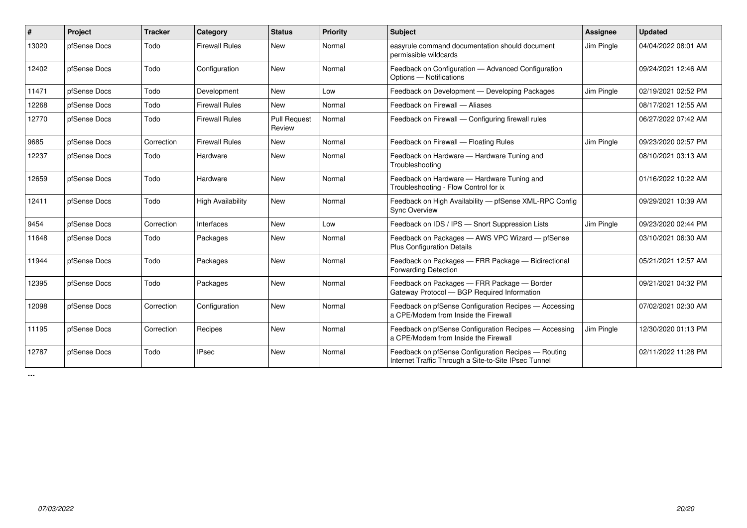| # | Project | Tracker | Category | Status | Priority | Subject | Assignee | Updated |
|---|---|---|---|---|---|---|---|---|
| 13020 | pfSense Docs | Todo | Firewall Rules | New | Normal | easyrule command documentation should document permissible wildcards | Jim Pingle | 04/04/2022 08:01 AM |
| 12402 | pfSense Docs | Todo | Configuration | New | Normal | Feedback on Configuration — Advanced Configuration Options — Notifications | | 09/24/2021 12:46 AM |
| 11471 | pfSense Docs | Todo | Development | New | Low | Feedback on Development — Developing Packages | Jim Pingle | 02/19/2021 02:52 PM |
| 12268 | pfSense Docs | Todo | Firewall Rules | New | Normal | Feedback on Firewall — Aliases | | 08/17/2021 12:55 AM |
| 12770 | pfSense Docs | Todo | Firewall Rules | Pull Request Review | Normal | Feedback on Firewall — Configuring firewall rules | | 06/27/2022 07:42 AM |
| 9685 | pfSense Docs | Correction | Firewall Rules | New | Normal | Feedback on Firewall — Floating Rules | Jim Pingle | 09/23/2020 02:57 PM |
| 12237 | pfSense Docs | Todo | Hardware | New | Normal | Feedback on Hardware — Hardware Tuning and Troubleshooting | | 08/10/2021 03:13 AM |
| 12659 | pfSense Docs | Todo | Hardware | New | Normal | Feedback on Hardware — Hardware Tuning and Troubleshooting - Flow Control for ix | | 01/16/2022 10:22 AM |
| 12411 | pfSense Docs | Todo | High Availability | New | Normal | Feedback on High Availability — pfSense XML-RPC Config Sync Overview | | 09/29/2021 10:39 AM |
| 9454 | pfSense Docs | Correction | Interfaces | New | Low | Feedback on IDS / IPS — Snort Suppression Lists | Jim Pingle | 09/23/2020 02:44 PM |
| 11648 | pfSense Docs | Todo | Packages | New | Normal | Feedback on Packages — AWS VPC Wizard — pfSense Plus Configuration Details | | 03/10/2021 06:30 AM |
| 11944 | pfSense Docs | Todo | Packages | New | Normal | Feedback on Packages — FRR Package — Bidirectional Forwarding Detection | | 05/21/2021 12:57 AM |
| 12395 | pfSense Docs | Todo | Packages | New | Normal | Feedback on Packages — FRR Package — Border Gateway Protocol — BGP Required Information | | 09/21/2021 04:32 PM |
| 12098 | pfSense Docs | Correction | Configuration | New | Normal | Feedback on pfSense Configuration Recipes — Accessing a CPE/Modem from Inside the Firewall | | 07/02/2021 02:30 AM |
| 11195 | pfSense Docs | Correction | Recipes | New | Normal | Feedback on pfSense Configuration Recipes — Accessing a CPE/Modem from Inside the Firewall | Jim Pingle | 12/30/2020 01:13 PM |
| 12787 | pfSense Docs | Todo | IPsec | New | Normal | Feedback on pfSense Configuration Recipes — Routing Internet Traffic Through a Site-to-Site IPsec Tunnel | | 02/11/2022 11:28 PM |

**...**